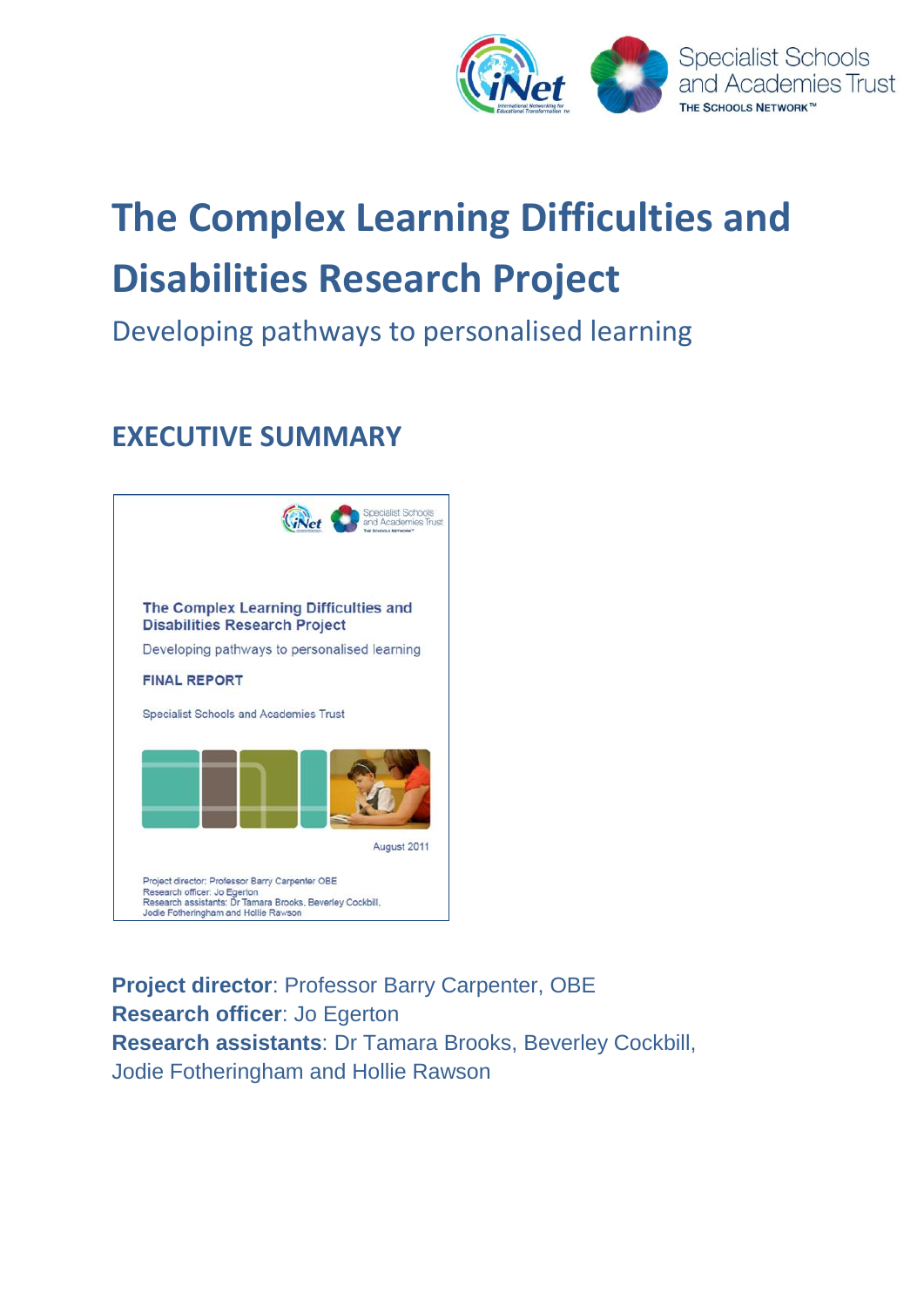# The Complex Learning Difficulties and Disabilities Research Project

Developing pathways to personalised learning

## EXECUTIVE SUMMARY

**Project director**: Professor Barry Carpenter, OBE
**Research officer**: Jo Egerton
**Research assistants**: Dr Tamara Brooks, Beverley Cockbill, Jodie Fotheringham and Hollie Rawson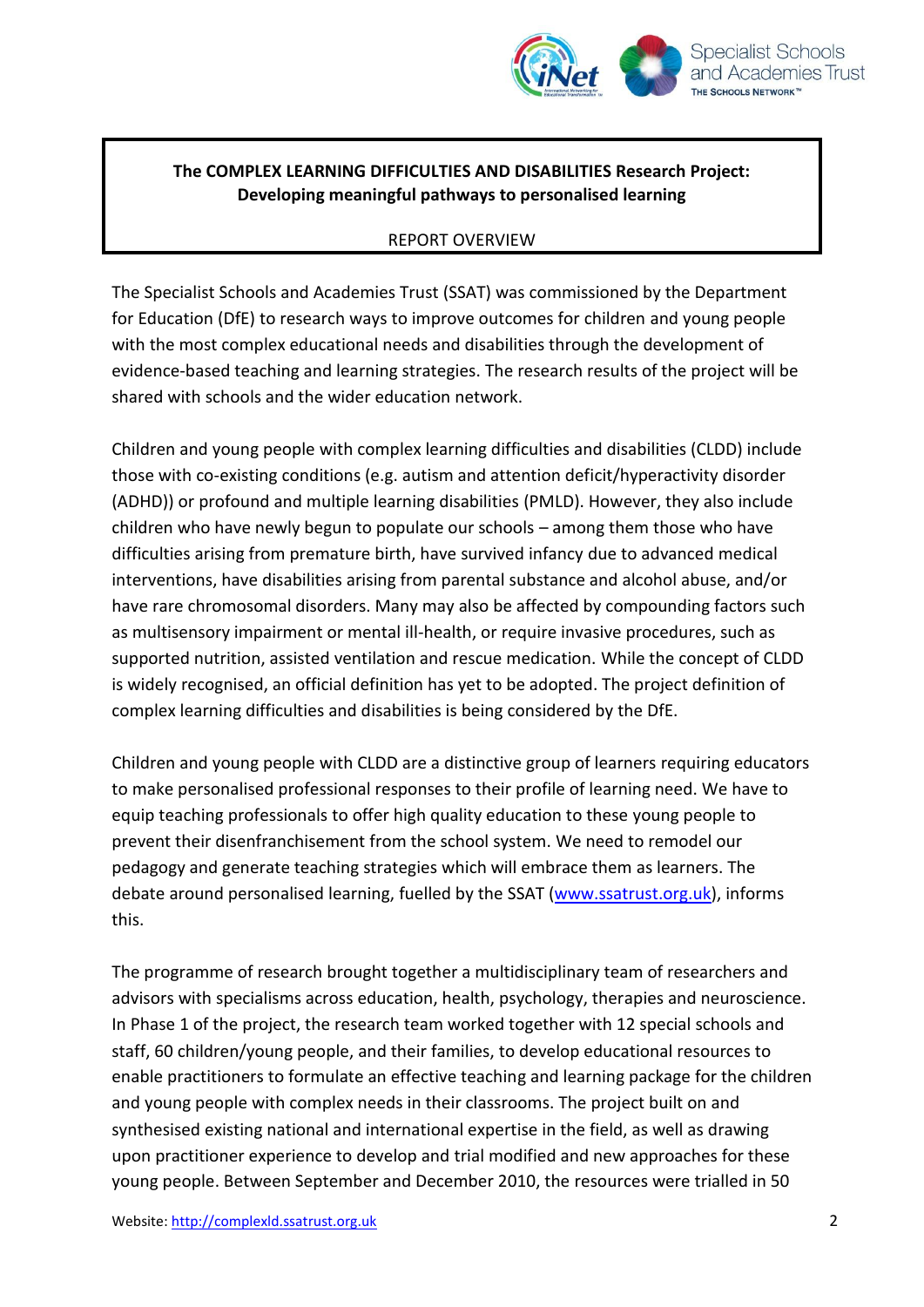**The COMPLEX LEARNING DIFFICULTIES AND DISABILITIES Research Project: Developing meaningful pathways to personalised learning**

REPORT OVERVIEW

The Specialist Schools and Academies Trust (SSAT) was commissioned by the Department for Education (DfE) to research ways to improve outcomes for children and young people with the most complex educational needs and disabilities through the development of evidence-based teaching and learning strategies. The research results of the project will be shared with schools and the wider education network.

Children and young people with complex learning difficulties and disabilities (CLDD) include those with co-existing conditions (e.g. autism and attention deficit/hyperactivity disorder (ADHD)) or profound and multiple learning disabilities (PMLD). However, they also include children who have newly begun to populate our schools – among them those who have difficulties arising from premature birth, have survived infancy due to advanced medical interventions, have disabilities arising from parental substance and alcohol abuse, and/or have rare chromosomal disorders. Many may also be affected by compounding factors such as multisensory impairment or mental ill-health, or require invasive procedures, such as supported nutrition, assisted ventilation and rescue medication. While the concept of CLDD is widely recognised, an official definition has yet to be adopted. The project definition of complex learning difficulties and disabilities is being considered by the DfE.

Children and young people with CLDD are a distinctive group of learners requiring educators to make personalised professional responses to their profile of learning need. We have to equip teaching professionals to offer high quality education to these young people to prevent their disenfranchisement from the school system. We need to remodel our pedagogy and generate teaching strategies which will embrace them as learners. The debate around personalised learning, fuelled by the SSAT (www.ssatrust.org.uk), informs this.

The programme of research brought together a multidisciplinary team of researchers and advisors with specialisms across education, health, psychology, therapies and neuroscience. In Phase 1 of the project, the research team worked together with 12 special schools and staff, 60 children/young people, and their families, to develop educational resources to enable practitioners to formulate an effective teaching and learning package for the children and young people with complex needs in their classrooms. The project built on and synthesised existing national and international expertise in the field, as well as drawing upon practitioner experience to develop and trial modified and new approaches for these young people. Between September and December 2010, the resources were trialled in 50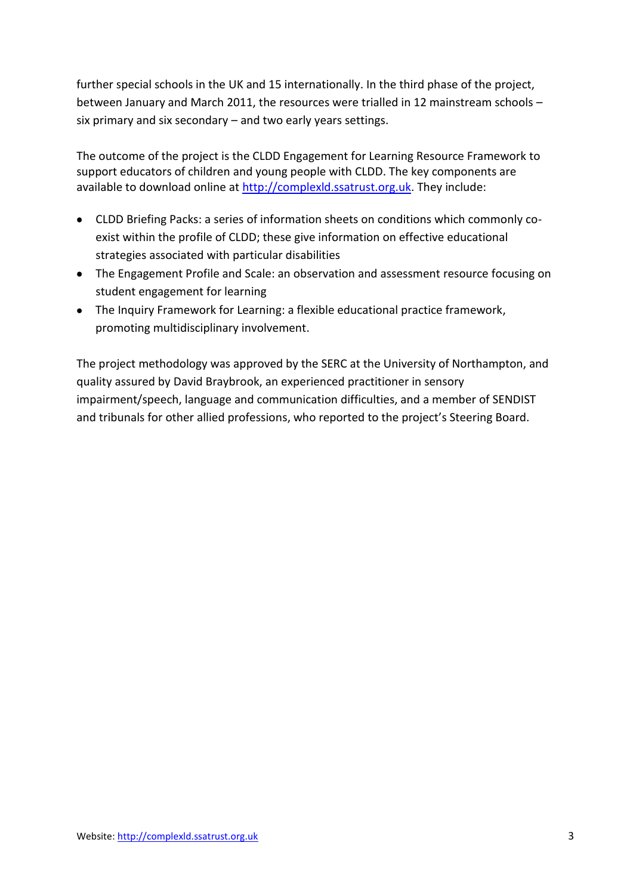further special schools in the UK and 15 internationally. In the third phase of the project, between January and March 2011, the resources were trialled in 12 mainstream schools – six primary and six secondary – and two early years settings.

The outcome of the project is the CLDD Engagement for Learning Resource Framework to support educators of children and young people with CLDD. The key components are available to download online at [http://complexld.ssatrust.org.uk](http://complexld.ssatrust.org.uk). They include:

- CLDD Briefing Packs: a series of information sheets on conditions which commonly co-exist within the profile of CLDD; these give information on effective educational strategies associated with particular disabilities
- The Engagement Profile and Scale: an observation and assessment resource focusing on student engagement for learning
- The Inquiry Framework for Learning: a flexible educational practice framework, promoting multidisciplinary involvement.

The project methodology was approved by the SERC at the University of Northampton, and quality assured by David Braybrook, an experienced practitioner in sensory impairment/speech, language and communication difficulties, and a member of SENDIST and tribunals for other allied professions, who reported to the project's Steering Board.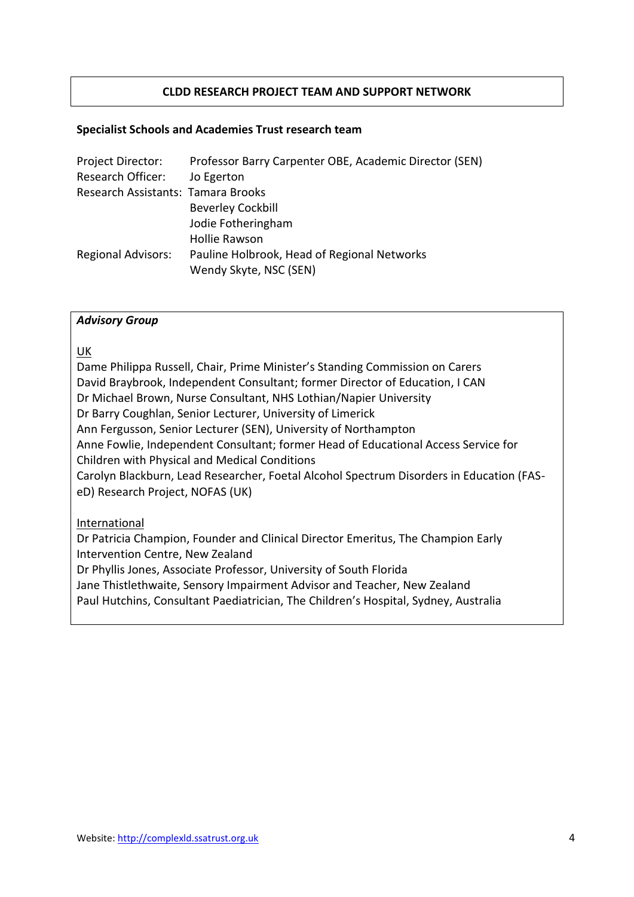## CLDD RESEARCH PROJECT TEAM AND SUPPORT NETWORK

### Specialist Schools and Academies Trust research team

| | |
|---|---|
| Project Director: | Professor Barry Carpenter OBE, Academic Director (SEN) |
| Research Officer: | Jo Egerton |
| Research Assistants: | Tamara Brooks |
| | Beverley Cockbill |
| | Jodie Fotheringham |
| | Hollie Rawson |
| Regional Advisors: | Pauline Holbrook, Head of Regional Networks |
| | Wendy Skyte, NSC (SEN) |

***Advisory Group***

UK

Dame Philippa Russell, Chair, Prime Minister's Standing Commission on Carers
David Braybrook, Independent Consultant; former Director of Education, I CAN
Dr Michael Brown, Nurse Consultant, NHS Lothian/Napier University
Dr Barry Coughlan, Senior Lecturer, University of Limerick
Ann Fergusson, Senior Lecturer (SEN), University of Northampton
Anne Fowlie, Independent Consultant; former Head of Educational Access Service for Children with Physical and Medical Conditions
Carolyn Blackburn, Lead Researcher, Foetal Alcohol Spectrum Disorders in Education (FAS-eD) Research Project, NOFAS (UK)

International

Dr Patricia Champion, Founder and Clinical Director Emeritus, The Champion Early Intervention Centre, New Zealand
Dr Phyllis Jones, Associate Professor, University of South Florida
Jane Thistlethwaite, Sensory Impairment Advisor and Teacher, New Zealand
Paul Hutchins, Consultant Paediatrician, The Children's Hospital, Sydney, Australia

Website: http://complexld.ssatrust.org.uk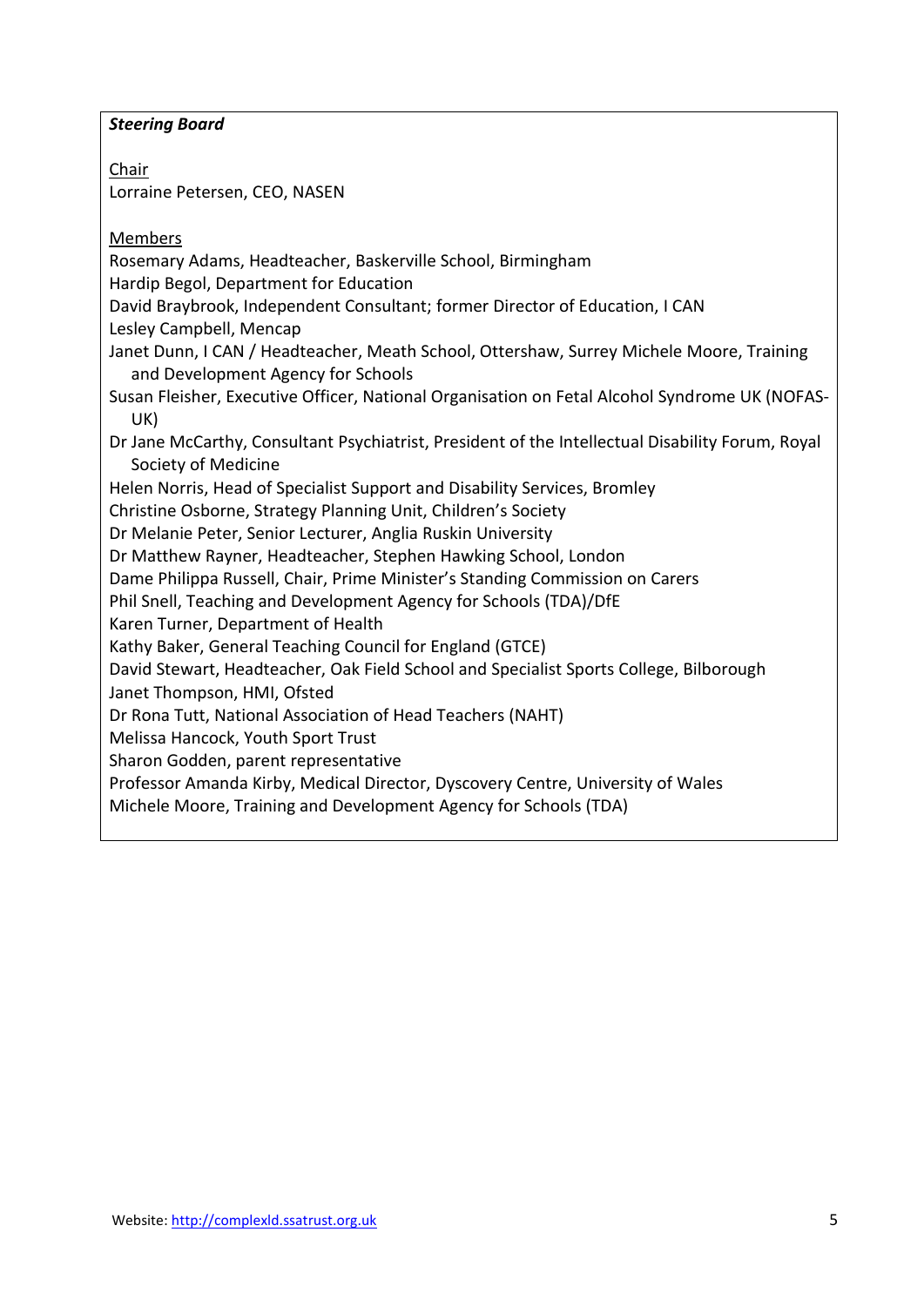***Steering Board***

Chair

Lorraine Petersen, CEO, NASEN

Members

Rosemary Adams, Headteacher, Baskerville School, Birmingham

Hardip Begol, Department for Education

David Braybrook, Independent Consultant; former Director of Education, I CAN

Lesley Campbell, Mencap

Janet Dunn, I CAN / Headteacher, Meath School, Ottershaw, Surrey Michele Moore, Training and Development Agency for Schools

Susan Fleisher, Executive Officer, National Organisation on Fetal Alcohol Syndrome UK (NOFAS-UK)

Dr Jane McCarthy, Consultant Psychiatrist, President of the Intellectual Disability Forum, Royal Society of Medicine

Helen Norris, Head of Specialist Support and Disability Services, Bromley

Christine Osborne, Strategy Planning Unit, Children's Society

Dr Melanie Peter, Senior Lecturer, Anglia Ruskin University

Dr Matthew Rayner, Headteacher, Stephen Hawking School, London

Dame Philippa Russell, Chair, Prime Minister's Standing Commission on Carers

Phil Snell, Teaching and Development Agency for Schools (TDA)/DfE

Karen Turner, Department of Health

Kathy Baker, General Teaching Council for England (GTCE)

David Stewart, Headteacher, Oak Field School and Specialist Sports College, Bilborough

Janet Thompson, HMI, Ofsted

Dr Rona Tutt, National Association of Head Teachers (NAHT)

Melissa Hancock, Youth Sport Trust

Sharon Godden, parent representative

Professor Amanda Kirby, Medical Director, Dyscovery Centre, University of Wales

Michele Moore, Training and Development Agency for Schools (TDA)

Website: http://complexld.ssatrust.org.uk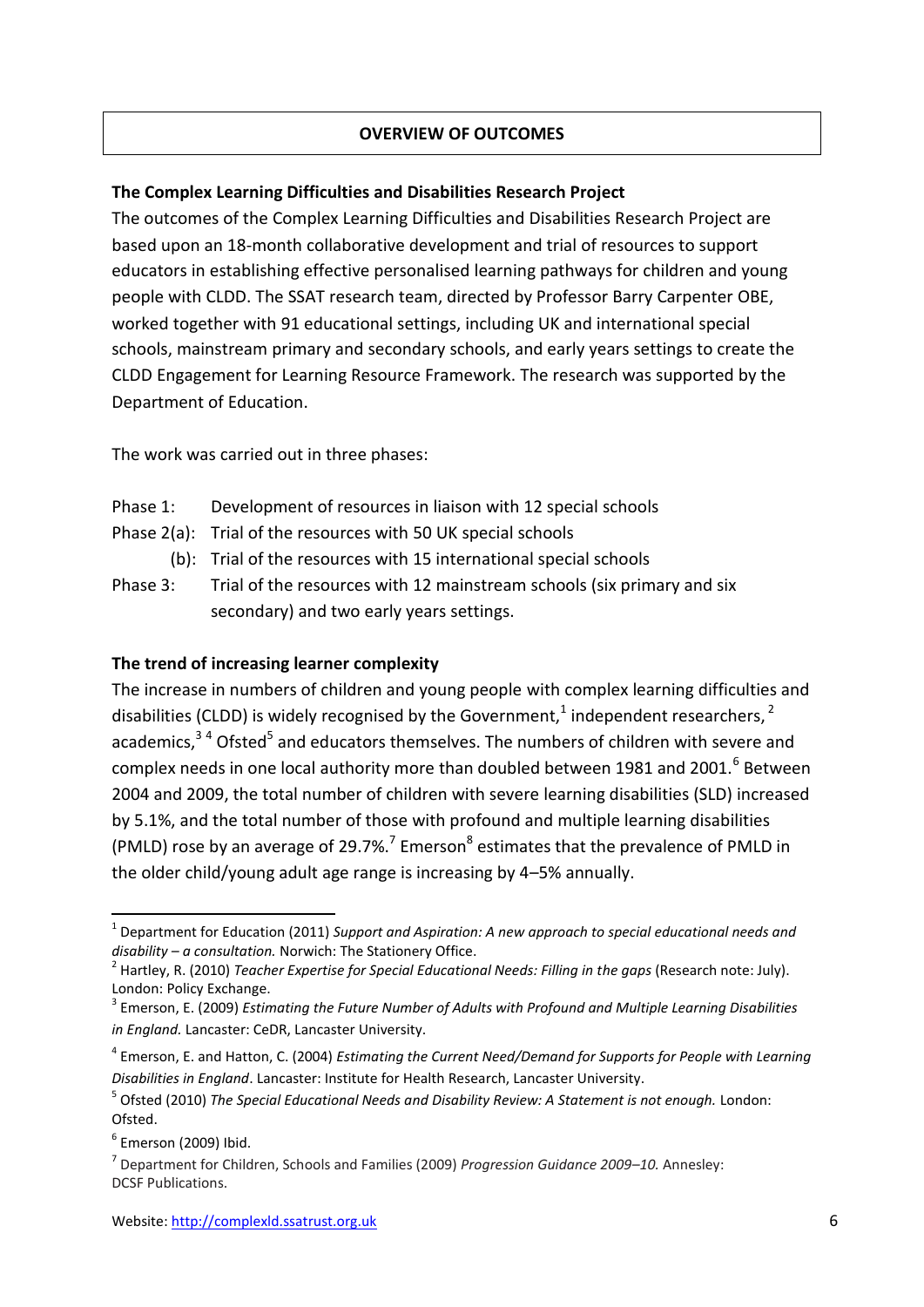## OVERVIEW OF OUTCOMES

### The Complex Learning Difficulties and Disabilities Research Project

The outcomes of the Complex Learning Difficulties and Disabilities Research Project are based upon an 18-month collaborative development and trial of resources to support educators in establishing effective personalised learning pathways for children and young people with CLDD. The SSAT research team, directed by Professor Barry Carpenter OBE, worked together with 91 educational settings, including UK and international special schools, mainstream primary and secondary schools, and early years settings to create the CLDD Engagement for Learning Resource Framework. The research was supported by the Department of Education.

The work was carried out in three phases:

Phase 1: Development of resources in liaison with 12 special schools

Phase 2(a): Trial of the resources with 50 UK special schools

(b): Trial of the resources with 15 international special schools

Phase 3: Trial of the resources with 12 mainstream schools (six primary and six secondary) and two early years settings.

### The trend of increasing learner complexity

The increase in numbers of children and young people with complex learning difficulties and disabilities (CLDD) is widely recognised by the Government,[1] independent researchers,[2] academics,[3] [4] Ofsted[5] and educators themselves. The numbers of children with severe and complex needs in one local authority more than doubled between 1981 and 2001.[6] Between 2004 and 2009, the total number of children with severe learning disabilities (SLD) increased by 5.1%, and the total number of those with profound and multiple learning disabilities (PMLD) rose by an average of 29.7%.[7] Emerson[8] estimates that the prevalence of PMLD in the older child/young adult age range is increasing by 4–5% annually.

---

[1] Department for Education (2011) *Support and Aspiration: A new approach to special educational needs and disability – a consultation.* Norwich: The Stationery Office.

[2] Hartley, R. (2010) *Teacher Expertise for Special Educational Needs: Filling in the gaps* (Research note: July). London: Policy Exchange.

[3] Emerson, E. (2009) *Estimating the Future Number of Adults with Profound and Multiple Learning Disabilities in England.* Lancaster: CeDR, Lancaster University.

[4] Emerson, E. and Hatton, C. (2004) *Estimating the Current Need/Demand for Supports for People with Learning Disabilities in England*. Lancaster: Institute for Health Research, Lancaster University.

[5] Ofsted (2010) *The Special Educational Needs and Disability Review: A Statement is not enough.* London: Ofsted.

[6] Emerson (2009) Ibid.

[7] Department for Children, Schools and Families (2009) *Progression Guidance 2009–10.* Annesley: DCSF Publications.

Website: http://complexld.ssatrust.org.uk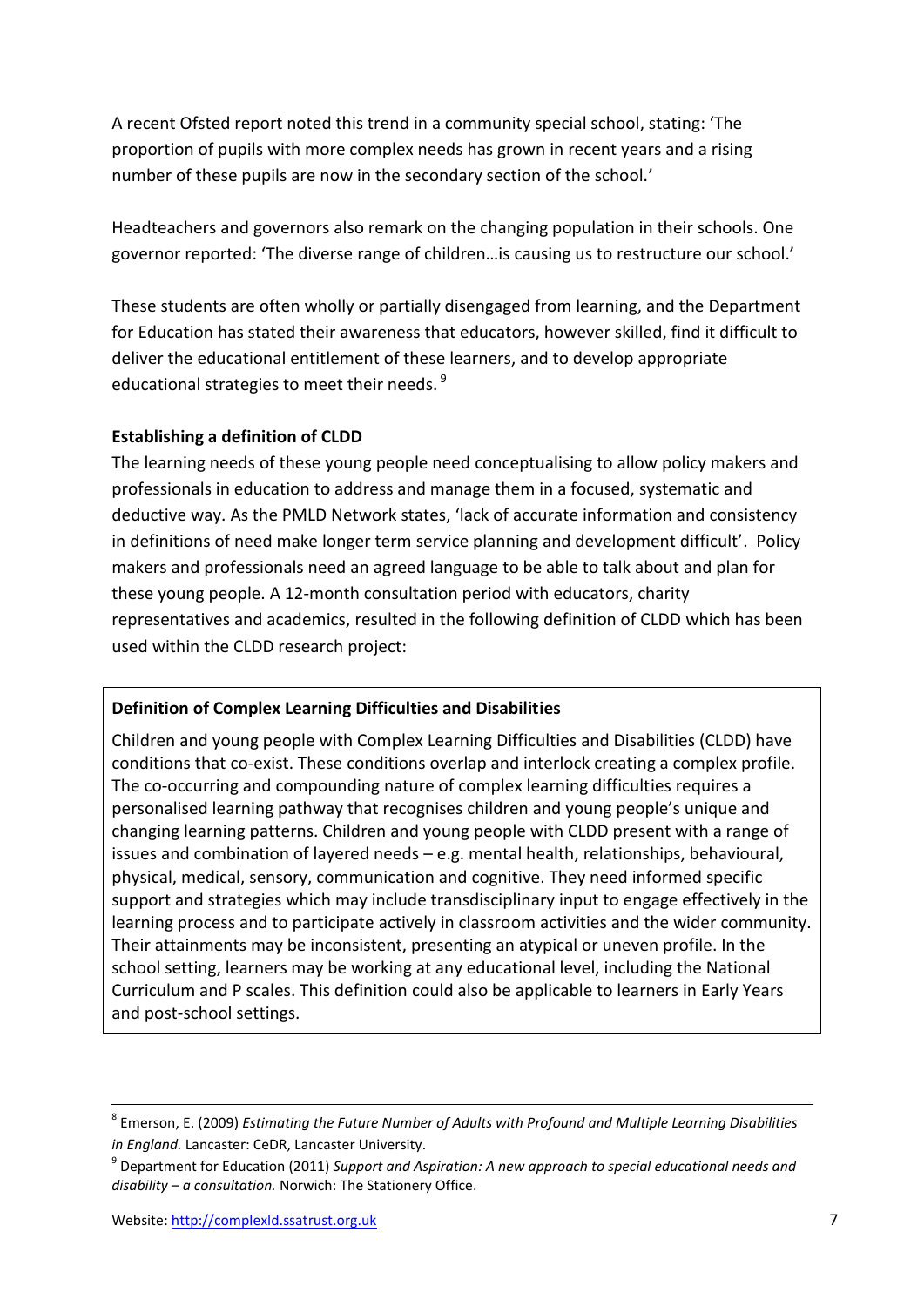A recent Ofsted report noted this trend in a community special school, stating: 'The proportion of pupils with more complex needs has grown in recent years and a rising number of these pupils are now in the secondary section of the school.'

Headteachers and governors also remark on the changing population in their schools. One governor reported: 'The diverse range of children…is causing us to restructure our school.'

These students are often wholly or partially disengaged from learning, and the Department for Education has stated their awareness that educators, however skilled, find it difficult to deliver the educational entitlement of these learners, and to develop appropriate educational strategies to meet their needs. [9]

**Establishing a definition of CLDD**

The learning needs of these young people need conceptualising to allow policy makers and professionals in education to address and manage them in a focused, systematic and deductive way. As the PMLD Network states, 'lack of accurate information and consistency in definitions of need make longer term service planning and development difficult'. Policy makers and professionals need an agreed language to be able to talk about and plan for these young people. A 12-month consultation period with educators, charity representatives and academics, resulted in the following definition of CLDD which has been used within the CLDD research project:

**Definition of Complex Learning Difficulties and Disabilities**

Children and young people with Complex Learning Difficulties and Disabilities (CLDD) have conditions that co-exist. These conditions overlap and interlock creating a complex profile. The co-occurring and compounding nature of complex learning difficulties requires a personalised learning pathway that recognises children and young people's unique and changing learning patterns. Children and young people with CLDD present with a range of issues and combination of layered needs – e.g. mental health, relationships, behavioural, physical, medical, sensory, communication and cognitive. They need informed specific support and strategies which may include transdisciplinary input to engage effectively in the learning process and to participate actively in classroom activities and the wider community. Their attainments may be inconsistent, presenting an atypical or uneven profile. In the school setting, learners may be working at any educational level, including the National Curriculum and P scales. This definition could also be applicable to learners in Early Years and post-school settings.

---

[8] Emerson, E. (2009) *Estimating the Future Number of Adults with Profound and Multiple Learning Disabilities in England.* Lancaster: CeDR, Lancaster University.

[9] Department for Education (2011) *Support and Aspiration: A new approach to special educational needs and disability – a consultation.* Norwich: The Stationery Office.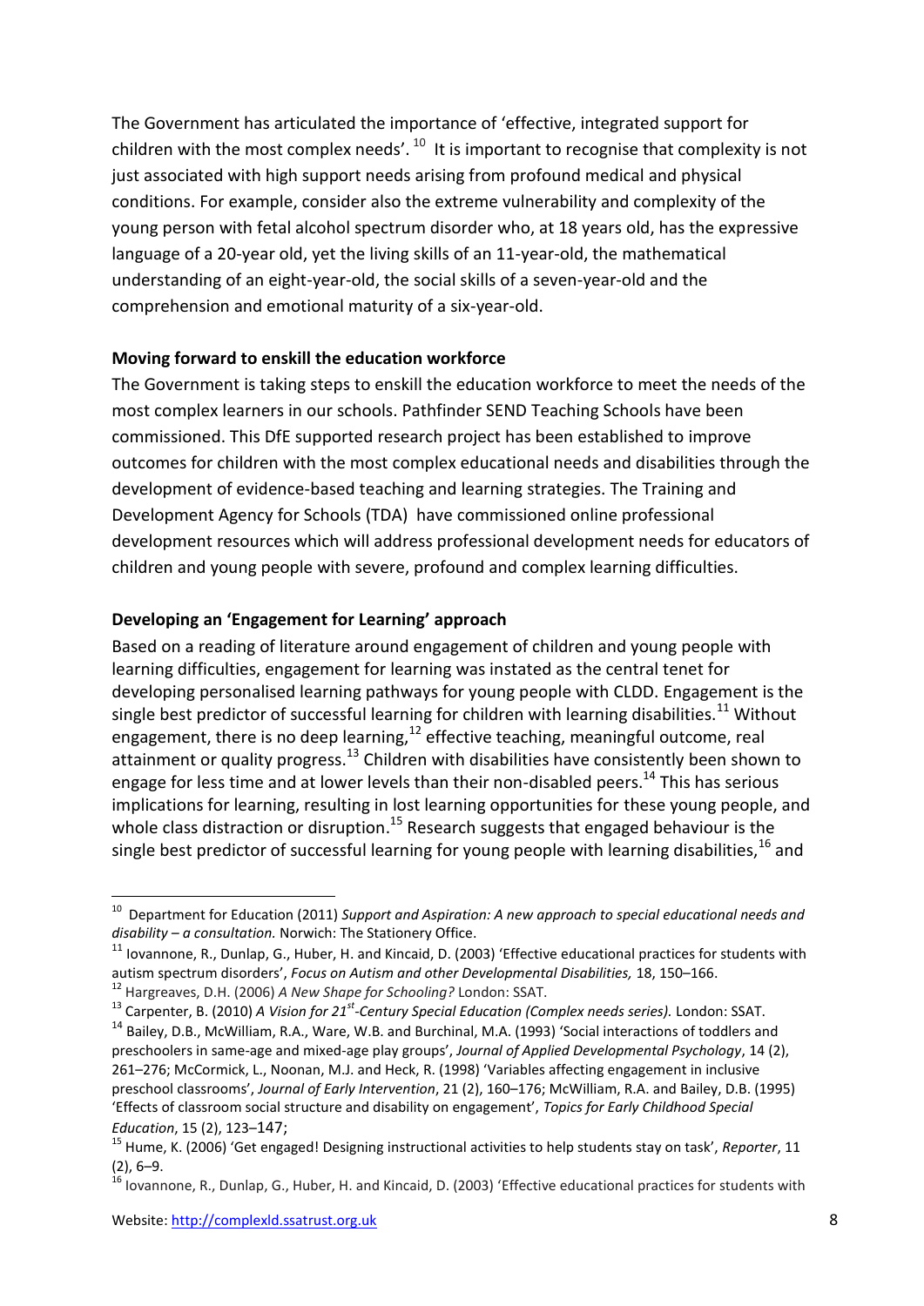The Government has articulated the importance of 'effective, integrated support for children with the most complex needs'.[10] It is important to recognise that complexity is not just associated with high support needs arising from profound medical and physical conditions. For example, consider also the extreme vulnerability and complexity of the young person with fetal alcohol spectrum disorder who, at 18 years old, has the expressive language of a 20-year old, yet the living skills of an 11-year-old, the mathematical understanding of an eight-year-old, the social skills of a seven-year-old and the comprehension and emotional maturity of a six-year-old.

**Moving forward to enskill the education workforce**

The Government is taking steps to enskill the education workforce to meet the needs of the most complex learners in our schools. Pathfinder SEND Teaching Schools have been commissioned. This DfE supported research project has been established to improve outcomes for children with the most complex educational needs and disabilities through the development of evidence-based teaching and learning strategies. The Training and Development Agency for Schools (TDA) have commissioned online professional development resources which will address professional development needs for educators of children and young people with severe, profound and complex learning difficulties.

**Developing an 'Engagement for Learning' approach**

Based on a reading of literature around engagement of children and young people with learning difficulties, engagement for learning was instated as the central tenet for developing personalised learning pathways for young people with CLDD. Engagement is the single best predictor of successful learning for children with learning disabilities.[11] Without engagement, there is no deep learning,[12] effective teaching, meaningful outcome, real attainment or quality progress.[13] Children with disabilities have consistently been shown to engage for less time and at lower levels than their non-disabled peers.[14] This has serious implications for learning, resulting in lost learning opportunities for these young people, and whole class distraction or disruption.[15] Research suggests that engaged behaviour is the single best predictor of successful learning for young people with learning disabilities,[16] and

---

[10] Department for Education (2011) *Support and Aspiration: A new approach to special educational needs and disability – a consultation.* Norwich: The Stationery Office.

[11] Iovannone, R., Dunlap, G., Huber, H. and Kincaid, D. (2003) 'Effective educational practices for students with autism spectrum disorders', *Focus on Autism and other Developmental Disabilities,* 18, 150–166.

[12] Hargreaves, D.H. (2006) *A New Shape for Schooling?* London: SSAT.

[13] Carpenter, B. (2010) *A Vision for 21st-Century Special Education (Complex needs series).* London: SSAT.

[14] Bailey, D.B., McWilliam, R.A., Ware, W.B. and Burchinal, M.A. (1993) 'Social interactions of toddlers and preschoolers in same-age and mixed-age play groups', *Journal of Applied Developmental Psychology*, 14 (2), 261–276; McCormick, L., Noonan, M.J. and Heck, R. (1998) 'Variables affecting engagement in inclusive preschool classrooms', *Journal of Early Intervention*, 21 (2), 160–176; McWilliam, R.A. and Bailey, D.B. (1995) 'Effects of classroom social structure and disability on engagement', *Topics for Early Childhood Special Education*, 15 (2), 123–147;

[15] Hume, K. (2006) 'Get engaged! Designing instructional activities to help students stay on task', *Reporter*, 11 (2), 6–9.

[16] Iovannone, R., Dunlap, G., Huber, H. and Kincaid, D. (2003) 'Effective educational practices for students with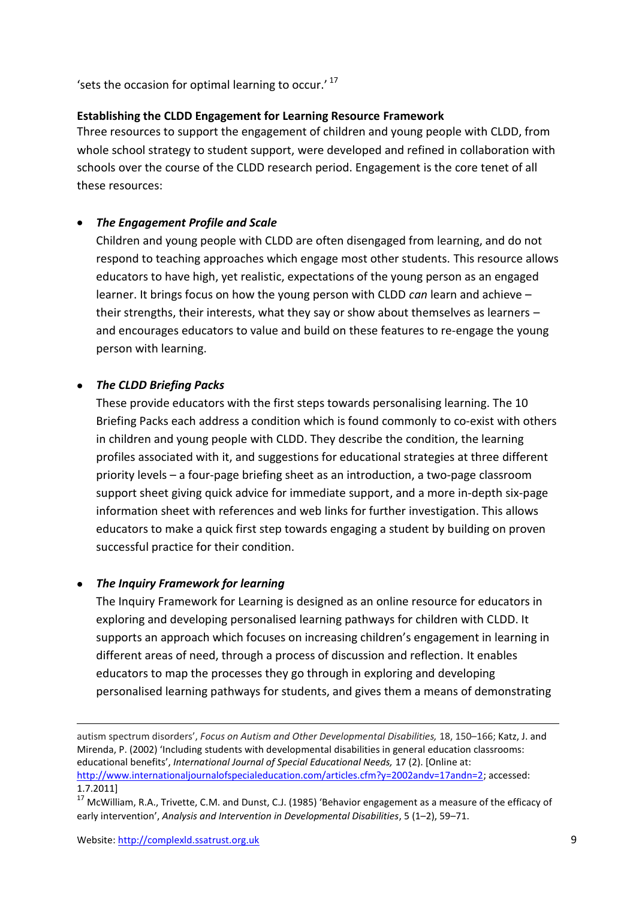'sets the occasion for optimal learning to occur.' [17]

**Establishing the CLDD Engagement for Learning Resource Framework**

Three resources to support the engagement of children and young people with CLDD, from whole school strategy to student support, were developed and refined in collaboration with schools over the course of the CLDD research period. Engagement is the core tenet of all these resources:

- ***The Engagement Profile and Scale***
  Children and young people with CLDD are often disengaged from learning, and do not respond to teaching approaches which engage most other students. This resource allows educators to have high, yet realistic, expectations of the young person as an engaged learner. It brings focus on how the young person with CLDD *can* learn and achieve – their strengths, their interests, what they say or show about themselves as learners – and encourages educators to value and build on these features to re-engage the young person with learning.

- ***The CLDD Briefing Packs***
  These provide educators with the first steps towards personalising learning. The 10 Briefing Packs each address a condition which is found commonly to co-exist with others in children and young people with CLDD. They describe the condition, the learning profiles associated with it, and suggestions for educational strategies at three different priority levels – a four-page briefing sheet as an introduction, a two-page classroom support sheet giving quick advice for immediate support, and a more in-depth six-page information sheet with references and web links for further investigation. This allows educators to make a quick first step towards engaging a student by building on proven successful practice for their condition.

- ***The Inquiry Framework for learning***
  The Inquiry Framework for Learning is designed as an online resource for educators in exploring and developing personalised learning pathways for children with CLDD. It supports an approach which focuses on increasing children's engagement in learning in different areas of need, through a process of discussion and reflection. It enables educators to map the processes they go through in exploring and developing personalised learning pathways for students, and gives them a means of demonstrating

---

autism spectrum disorders', *Focus on Autism and Other Developmental Disabilities,* 18, 150–166; Katz, J. and Mirenda, P. (2002) 'Including students with developmental disabilities in general education classrooms: educational benefits', *International Journal of Special Educational Needs,* 17 (2). [Online at: http://www.internationaljournalofspecialeducation.com/articles.cfm?y=2002andv=17andn=2; accessed: 1.7.2011]

[17] McWilliam, R.A., Trivette, C.M. and Dunst, C.J. (1985) 'Behavior engagement as a measure of the efficacy of early intervention', *Analysis and Intervention in Developmental Disabilities*, 5 (1–2), 59–71.

Website: http://complexld.ssatrust.org.uk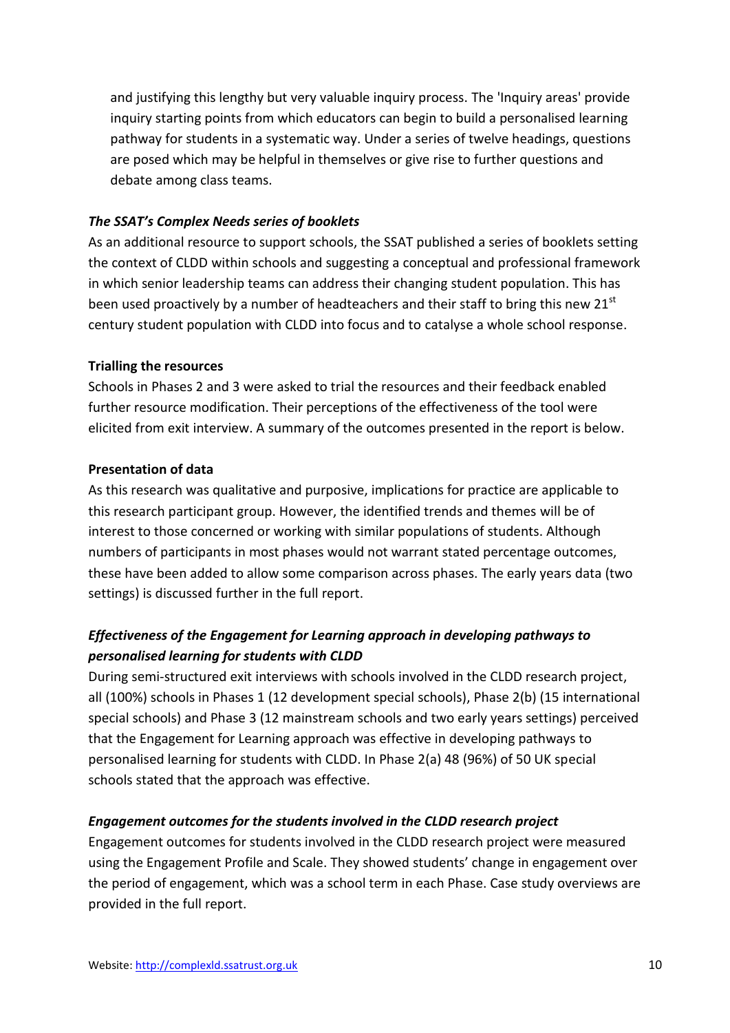and justifying this lengthy but very valuable inquiry process. The 'Inquiry areas' provide inquiry starting points from which educators can begin to build a personalised learning pathway for students in a systematic way. Under a series of twelve headings, questions are posed which may be helpful in themselves or give rise to further questions and debate among class teams.

***The SSAT's Complex Needs series of booklets***

As an additional resource to support schools, the SSAT published a series of booklets setting the context of CLDD within schools and suggesting a conceptual and professional framework in which senior leadership teams can address their changing student population. This has been used proactively by a number of headteachers and their staff to bring this new 21st century student population with CLDD into focus and to catalyse a whole school response.

**Trialling the resources**

Schools in Phases 2 and 3 were asked to trial the resources and their feedback enabled further resource modification. Their perceptions of the effectiveness of the tool were elicited from exit interview. A summary of the outcomes presented in the report is below.

**Presentation of data**

As this research was qualitative and purposive, implications for practice are applicable to this research participant group. However, the identified trends and themes will be of interest to those concerned or working with similar populations of students. Although numbers of participants in most phases would not warrant stated percentage outcomes, these have been added to allow some comparison across phases. The early years data (two settings) is discussed further in the full report.

***Effectiveness of the Engagement for Learning approach in developing pathways to personalised learning for students with CLDD***

During semi-structured exit interviews with schools involved in the CLDD research project, all (100%) schools in Phases 1 (12 development special schools), Phase 2(b) (15 international special schools) and Phase 3 (12 mainstream schools and two early years settings) perceived that the Engagement for Learning approach was effective in developing pathways to personalised learning for students with CLDD. In Phase 2(a) 48 (96%) of 50 UK special schools stated that the approach was effective.

***Engagement outcomes for the students involved in the CLDD research project***

Engagement outcomes for students involved in the CLDD research project were measured using the Engagement Profile and Scale. They showed students' change in engagement over the period of engagement, which was a school term in each Phase. Case study overviews are provided in the full report.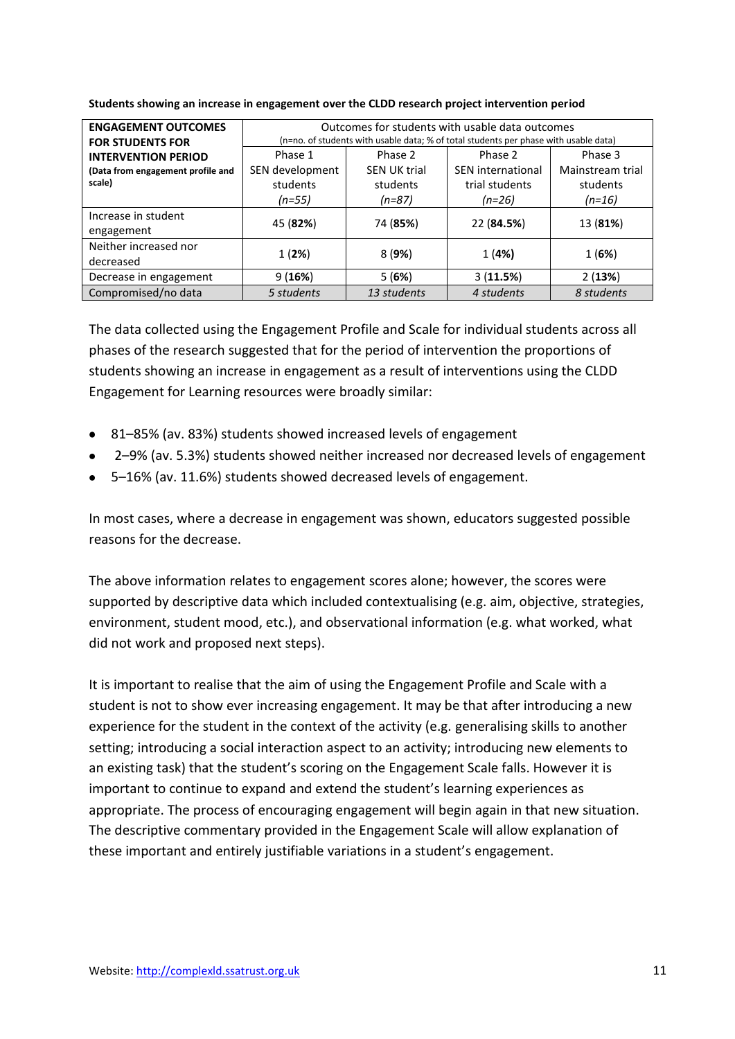**Students showing an increase in engagement over the CLDD research project intervention period**

| **ENGAGEMENT OUTCOMES FOR STUDENTS FOR INTERVENTION PERIOD** **(Data from engagement profile and scale)** | Outcomes for students with usable data outcomes (n=no. of students with usable data; % of total students per phase with usable data) | | | |
|---|---|---|---|---|
| | Phase 1 SEN development students *(n=55)* | Phase 2 SEN UK trial students *(n=87)* | Phase 2 SEN international trial students *(n=26)* | Phase 3 Mainstream trial students *(n=16)* |
| Increase in student engagement | 45 (**82%**) | 74 (**85%**) | 22 (**84.5%**) | 13 (**81%**) |
| Neither increased nor decreased | 1 (**2%**) | 8 (**9%**) | 1 (**4%**) | 1 (**6%**) |
| Decrease in engagement | 9 (**16%**) | 5 (**6%**) | 3 (**11.5%**) | 2 (**13%**) |
| Compromised/no data | *5 students* | *13 students* | *4 students* | *8 students* |

The data collected using the Engagement Profile and Scale for individual students across all phases of the research suggested that for the period of intervention the proportions of students showing an increase in engagement as a result of interventions using the CLDD Engagement for Learning resources were broadly similar:

- 81–85% (av. 83%) students showed increased levels of engagement
- 2–9% (av. 5.3%) students showed neither increased nor decreased levels of engagement
- 5–16% (av. 11.6%) students showed decreased levels of engagement.

In most cases, where a decrease in engagement was shown, educators suggested possible reasons for the decrease.

The above information relates to engagement scores alone; however, the scores were supported by descriptive data which included contextualising (e.g. aim, objective, strategies, environment, student mood, etc.), and observational information (e.g. what worked, what did not work and proposed next steps).

It is important to realise that the aim of using the Engagement Profile and Scale with a student is not to show ever increasing engagement. It may be that after introducing a new experience for the student in the context of the activity (e.g. generalising skills to another setting; introducing a social interaction aspect to an activity; introducing new elements to an existing task) that the student's scoring on the Engagement Scale falls. However it is important to continue to expand and extend the student's learning experiences as appropriate. The process of encouraging engagement will begin again in that new situation. The descriptive commentary provided in the Engagement Scale will allow explanation of these important and entirely justifiable variations in a student's engagement.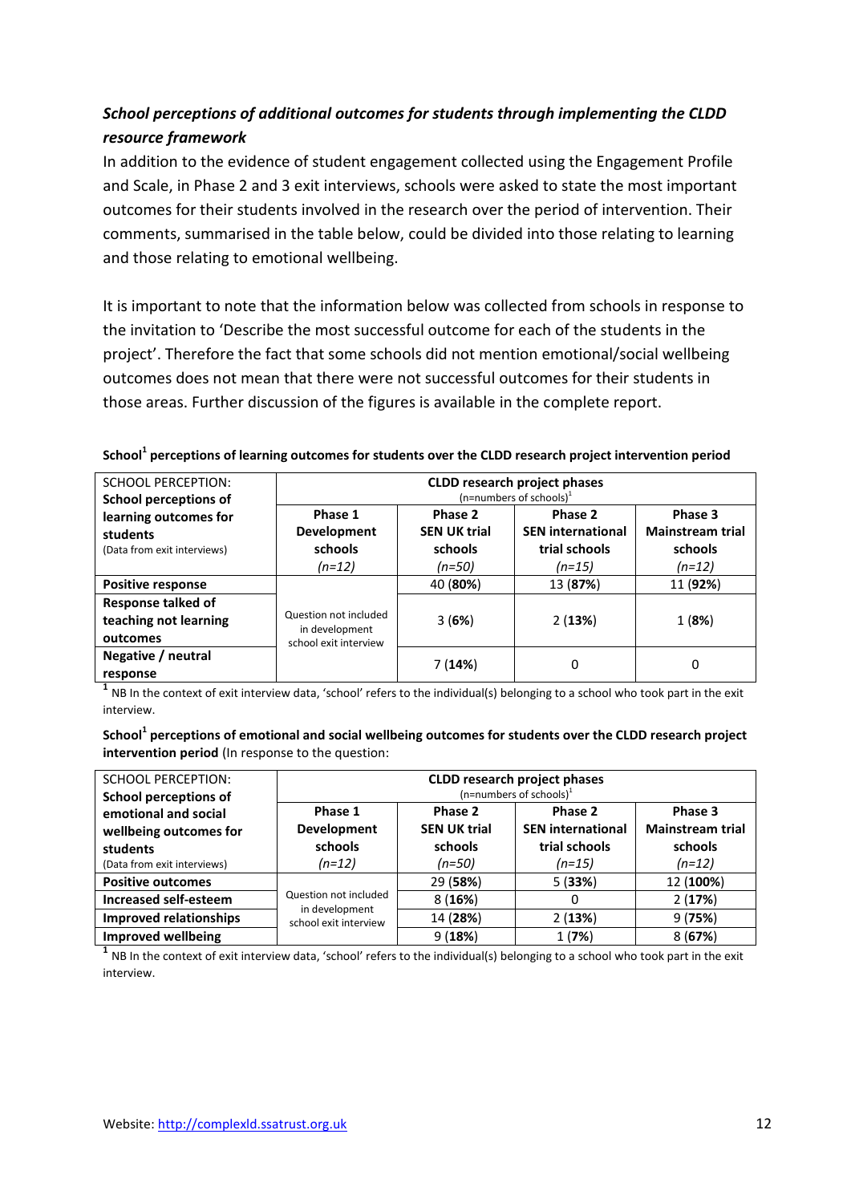### *School perceptions of additional outcomes for students through implementing the CLDD resource framework*

In addition to the evidence of student engagement collected using the Engagement Profile and Scale, in Phase 2 and 3 exit interviews, schools were asked to state the most important outcomes for their students involved in the research over the period of intervention. Their comments, summarised in the table below, could be divided into those relating to learning and those relating to emotional wellbeing.

It is important to note that the information below was collected from schools in response to the invitation to 'Describe the most successful outcome for each of the students in the project'. Therefore the fact that some schools did not mention emotional/social wellbeing outcomes does not mean that there were not successful outcomes for their students in those areas. Further discussion of the figures is available in the complete report.

**School[1] perceptions of learning outcomes for students over the CLDD research project intervention period**

| SCHOOL PERCEPTION: **School perceptions of learning outcomes for students** (Data from exit interviews) | **CLDD research project phases** (n=numbers of schools)[1] | | | |
|---|---|---|---|---|
| | **Phase 1 Development schools** *(n=12)* | **Phase 2 SEN UK trial schools** *(n=50)* | **Phase 2 SEN international trial schools** *(n=15)* | **Phase 3 Mainstream trial schools** *(n=12)* |
| **Positive response** | Question not included in development school exit interview | 40 (**80%**) | 13 (**87%**) | 11 (**92%**) |
| **Response talked of teaching not learning outcomes** | | 3 (**6%**) | 2 (**13%**) | 1 (**8%**) |
| **Negative / neutral response** | | 7 (**14%**) | 0 | 0 |

[1] NB In the context of exit interview data, 'school' refers to the individual(s) belonging to a school who took part in the exit interview.

**School[1] perceptions of emotional and social wellbeing outcomes for students over the CLDD research project intervention period** (In response to the question:

| SCHOOL PERCEPTION: **School perceptions of emotional and social wellbeing outcomes for students** (Data from exit interviews) | **CLDD research project phases** (n=numbers of schools)[1] | | | |
|---|---|---|---|---|
| | **Phase 1 Development schools** *(n=12)* | **Phase 2 SEN UK trial schools** *(n=50)* | **Phase 2 SEN international trial schools** *(n=15)* | **Phase 3 Mainstream trial schools** *(n=12)* |
| **Positive outcomes** | Question not included in development school exit interview | 29 (**58%**) | 5 (**33%**) | 12 (**100%**) |
| **Increased self-esteem** | | 8 (**16%**) | 0 | 2 (**17%**) |
| **Improved relationships** | | 14 (**28%**) | 2 (**13%**) | 9 (**75%**) |
| **Improved wellbeing** | | 9 (**18%**) | 1 (**7%**) | 8 (**67%**) |

[1] NB In the context of exit interview data, 'school' refers to the individual(s) belonging to a school who took part in the exit interview.

Website: http://complexld.ssatrust.org.uk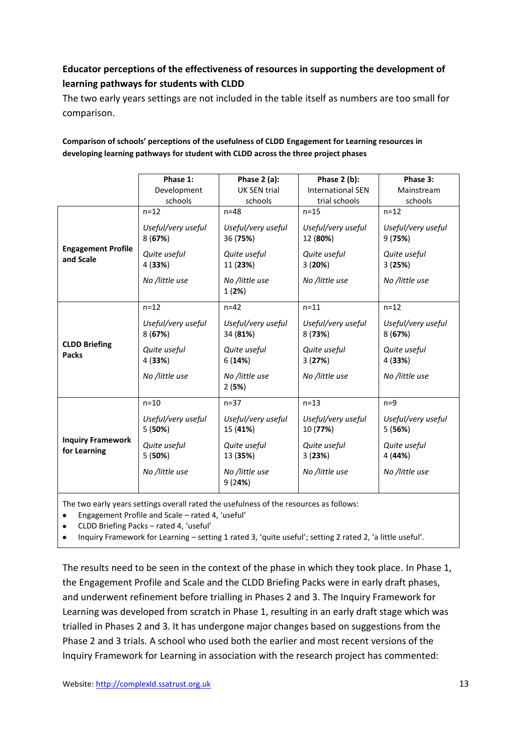### Educator perceptions of the effectiveness of resources in supporting the development of learning pathways for students with CLDD

The two early years settings are not included in the table itself as numbers are too small for comparison.

**Comparison of schools' perceptions of the usefulness of CLDD Engagement for Learning resources in developing learning pathways for student with CLDD across the three project phases**

| | **Phase 1:** Development schools | **Phase 2 (a):** UK SEN trial schools | **Phase 2 (b):** International SEN trial schools | **Phase 3:** Mainstream schools |
|---|---|---|---|---|
| **Engagement Profile and Scale** | n=12<br>*Useful/very useful* 8 (**67%**)<br>*Quite useful* 4 (**33%**)<br>*No /little use* | n=48<br>*Useful/very useful* 36 (**75%**)<br>*Quite useful* 11 (**23%**)<br>*No /little use* 1 (**2%**) | n=15<br>*Useful/very useful* 12 (**80%**)<br>*Quite useful* 3 (**20%**)<br>*No /little use* | n=12<br>*Useful/very useful* 9 (**75%**)<br>*Quite useful* 3 (**25%**)<br>*No /little use* |
| **CLDD Briefing Packs** | n=12<br>*Useful/very useful* 8 (**67%**)<br>*Quite useful* 4 (**33%**)<br>*No /little use* | n=42<br>*Useful/very useful* 34 (**81%**)<br>*Quite useful* 6 (**14%**)<br>*No /little use* 2 (**5%**) | n=11<br>*Useful/very useful* 8 (**73%**)<br>*Quite useful* 3 (**27%**)<br>*No /little use* | n=12<br>*Useful/very useful* 8 (**67%**)<br>*Quite useful* 4 (**33%**)<br>*No /little use* |
| **Inquiry Framework for Learning** | n=10<br>*Useful/very useful* 5 (**50%**)<br>*Quite useful* 5 (**50%**)<br>*No /little use* | n=37<br>*Useful/very useful* 15 (**41%**)<br>*Quite useful* 13 (**35%**)<br>*No /little use* 9 (**24%**) | n=13<br>*Useful/very useful* 10 (**77%**)<br>*Quite useful* 3 (**23%**)<br>*No /little use* | n=9<br>*Useful/very useful* 5 (**56%**)<br>*Quite useful* 4 (**44%**)<br>*No /little use* |

The two early years settings overall rated the usefulness of the resources as follows:

- Engagement Profile and Scale – rated 4, 'useful'
- CLDD Briefing Packs – rated 4, 'useful'
- Inquiry Framework for Learning – setting 1 rated 3, 'quite useful'; setting 2 rated 2, 'a little useful'.

The results need to be seen in the context of the phase in which they took place. In Phase 1, the Engagement Profile and Scale and the CLDD Briefing Packs were in early draft phases, and underwent refinement before trialling in Phases 2 and 3. The Inquiry Framework for Learning was developed from scratch in Phase 1, resulting in an early draft stage which was trialled in Phases 2 and 3. It has undergone major changes based on suggestions from the Phase 2 and 3 trials. A school who used both the earlier and most recent versions of the Inquiry Framework for Learning in association with the research project has commented: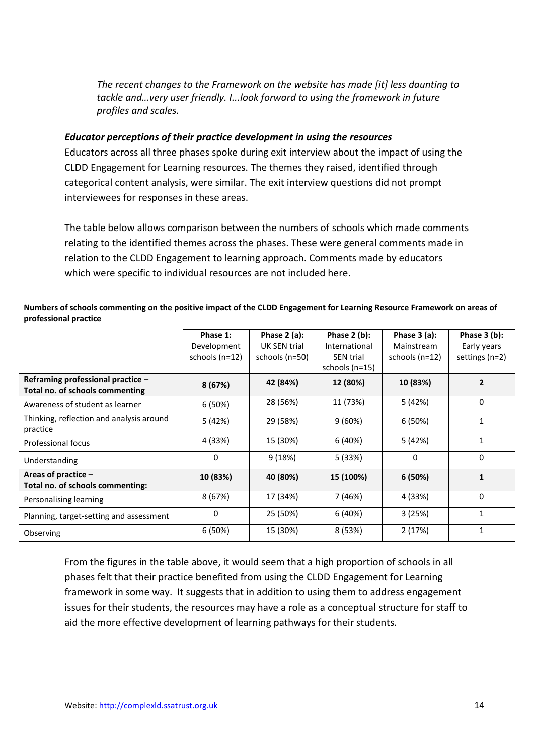*The recent changes to the Framework on the website has made [it] less daunting to tackle and…very user friendly. I...look forward to using the framework in future profiles and scales.*

### *Educator perceptions of their practice development in using the resources*

Educators across all three phases spoke during exit interview about the impact of using the CLDD Engagement for Learning resources. The themes they raised, identified through categorical content analysis, were similar. The exit interview questions did not prompt interviewees for responses in these areas.

The table below allows comparison between the numbers of schools which made comments relating to the identified themes across the phases. These were general comments made in relation to the CLDD Engagement to learning approach. Comments made by educators which were specific to individual resources are not included here.

**Numbers of schools commenting on the positive impact of the CLDD Engagement for Learning Resource Framework on areas of professional practice**

| | **Phase 1:** Development schools (n=12) | **Phase 2 (a):** UK SEN trial schools (n=50) | **Phase 2 (b):** International SEN trial schools (n=15) | **Phase 3 (a):** Mainstream schools (n=12) | **Phase 3 (b):** Early years settings (n=2) |
|---|---|---|---|---|---|
| **Reframing professional practice – Total no. of schools commenting** | **8 (67%)** | **42 (84%)** | **12 (80%)** | **10 (83%)** | **2** |
| Awareness of student as learner | 6 (50%) | 28 (56%) | 11 (73%) | 5 (42%) | 0 |
| Thinking, reflection and analysis around practice | 5 (42%) | 29 (58%) | 9 (60%) | 6 (50%) | 1 |
| Professional focus | 4 (33%) | 15 (30%) | 6 (40%) | 5 (42%) | 1 |
| Understanding | 0 | 9 (18%) | 5 (33%) | 0 | 0 |
| **Areas of practice – Total no. of schools commenting:** | **10 (83%)** | **40 (80%)** | **15 (100%)** | **6 (50%)** | **1** |
| Personalising learning | 8 (67%) | 17 (34%) | 7 (46%) | 4 (33%) | 0 |
| Planning, target-setting and assessment | 0 | 25 (50%) | 6 (40%) | 3 (25%) | 1 |
| Observing | 6 (50%) | 15 (30%) | 8 (53%) | 2 (17%) | 1 |

From the figures in the table above, it would seem that a high proportion of schools in all phases felt that their practice benefited from using the CLDD Engagement for Learning framework in some way. It suggests that in addition to using them to address engagement issues for their students, the resources may have a role as a conceptual structure for staff to aid the more effective development of learning pathways for their students.

Website: http://complexld.ssatrust.org.uk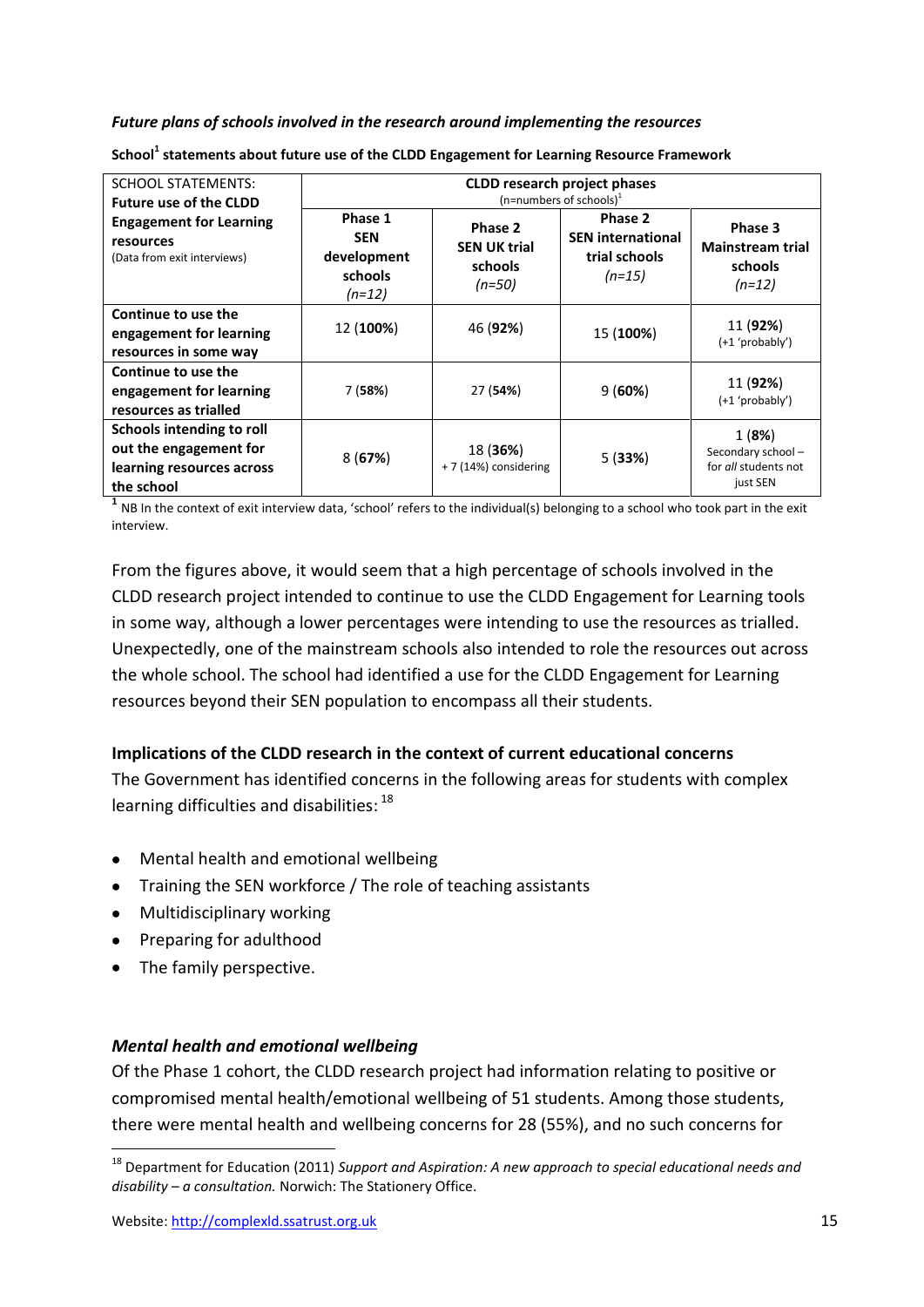*Future plans of schools involved in the research around implementing the resources*

**School[1] statements about future use of the CLDD Engagement for Learning Resource Framework**

| SCHOOL STATEMENTS: **Future use of the CLDD Engagement for Learning resources** (Data from exit interviews) | **CLDD research project phases** (n=numbers of schools)[1] | | | |
|---|---|---|---|---|
| | **Phase 1 SEN development schools** *(n=12)* | **Phase 2 SEN UK trial schools** *(n=50)* | **Phase 2 SEN international trial schools** *(n=15)* | **Phase 3 Mainstream trial schools** *(n=12)* |
| **Continue to use the engagement for learning resources in some way** | 12 (**100%**) | 46 (**92%**) | 15 (**100%**) | 11 (**92%**) (+1 'probably') |
| **Continue to use the engagement for learning resources as trialled** | 7 (**58%**) | 27 (**54%**) | 9 (**60%**) | 11 (**92%**) (+1 'probably') |
| **Schools intending to roll out the engagement for learning resources across the school** | 8 (**67%**) | 18 (**36%**) + 7 (14%) considering | 5 (**33%**) | 1 (**8%**) Secondary school – for *all* students not just SEN |

[1] NB In the context of exit interview data, 'school' refers to the individual(s) belonging to a school who took part in the exit interview.

From the figures above, it would seem that a high percentage of schools involved in the CLDD research project intended to continue to use the CLDD Engagement for Learning tools in some way, although a lower percentages were intending to use the resources as trialled. Unexpectedly, one of the mainstream schools also intended to role the resources out across the whole school. The school had identified a use for the CLDD Engagement for Learning resources beyond their SEN population to encompass all their students.

### Implications of the CLDD research in the context of current educational concerns

The Government has identified concerns in the following areas for students with complex learning difficulties and disabilities: [18]

- Mental health and emotional wellbeing
- Training the SEN workforce / The role of teaching assistants
- Multidisciplinary working
- Preparing for adulthood
- The family perspective.

### *Mental health and emotional wellbeing*

Of the Phase 1 cohort, the CLDD research project had information relating to positive or compromised mental health/emotional wellbeing of 51 students. Among those students, there were mental health and wellbeing concerns for 28 (55%), and no such concerns for

[18] Department for Education (2011) *Support and Aspiration: A new approach to special educational needs and disability – a consultation.* Norwich: The Stationery Office.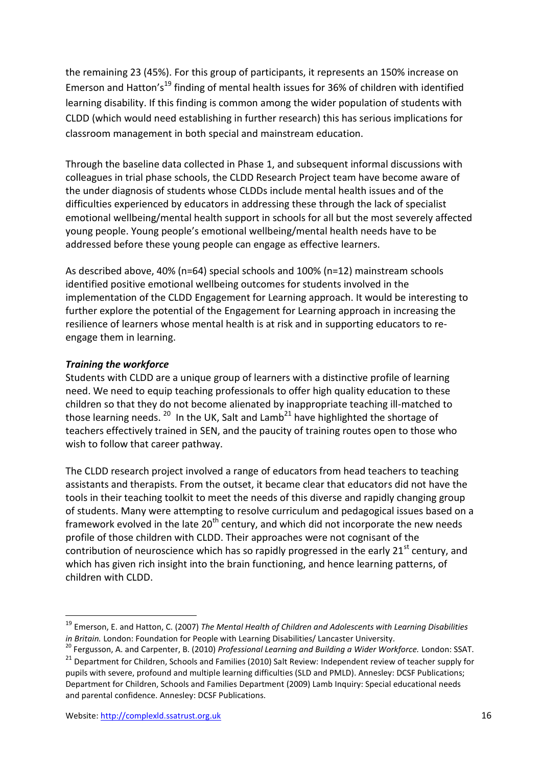the remaining 23 (45%). For this group of participants, it represents an 150% increase on Emerson and Hatton's[19] finding of mental health issues for 36% of children with identified learning disability. If this finding is common among the wider population of students with CLDD (which would need establishing in further research) this has serious implications for classroom management in both special and mainstream education.

Through the baseline data collected in Phase 1, and subsequent informal discussions with colleagues in trial phase schools, the CLDD Research Project team have become aware of the under diagnosis of students whose CLDDs include mental health issues and of the difficulties experienced by educators in addressing these through the lack of specialist emotional wellbeing/mental health support in schools for all but the most severely affected young people. Young people's emotional wellbeing/mental health needs have to be addressed before these young people can engage as effective learners.

As described above, 40% (n=64) special schools and 100% (n=12) mainstream schools identified positive emotional wellbeing outcomes for students involved in the implementation of the CLDD Engagement for Learning approach. It would be interesting to further explore the potential of the Engagement for Learning approach in increasing the resilience of learners whose mental health is at risk and in supporting educators to re-engage them in learning.

***Training the workforce***

Students with CLDD are a unique group of learners with a distinctive profile of learning need. We need to equip teaching professionals to offer high quality education to these children so that they do not become alienated by inappropriate teaching ill-matched to those learning needs. [20] In the UK, Salt and Lamb[21] have highlighted the shortage of teachers effectively trained in SEN, and the paucity of training routes open to those who wish to follow that career pathway.

The CLDD research project involved a range of educators from head teachers to teaching assistants and therapists. From the outset, it became clear that educators did not have the tools in their teaching toolkit to meet the needs of this diverse and rapidly changing group of students. Many were attempting to resolve curriculum and pedagogical issues based on a framework evolved in the late 20th century, and which did not incorporate the new needs profile of those children with CLDD. Their approaches were not cognisant of the contribution of neuroscience which has so rapidly progressed in the early 21st century, and which has given rich insight into the brain functioning, and hence learning patterns, of children with CLDD.

---

[19] Emerson, E. and Hatton, C. (2007) *The Mental Health of Children and Adolescents with Learning Disabilities in Britain.* London: Foundation for People with Learning Disabilities/ Lancaster University.

[20] Fergusson, A. and Carpenter, B. (2010) *Professional Learning and Building a Wider Workforce.* London: SSAT.

[21] Department for Children, Schools and Families (2010) Salt Review: Independent review of teacher supply for pupils with severe, profound and multiple learning difficulties (SLD and PMLD). Annesley: DCSF Publications; Department for Children, Schools and Families Department (2009) Lamb Inquiry: Special educational needs and parental confidence. Annesley: DCSF Publications.

Website: http://complexld.ssatrust.org.uk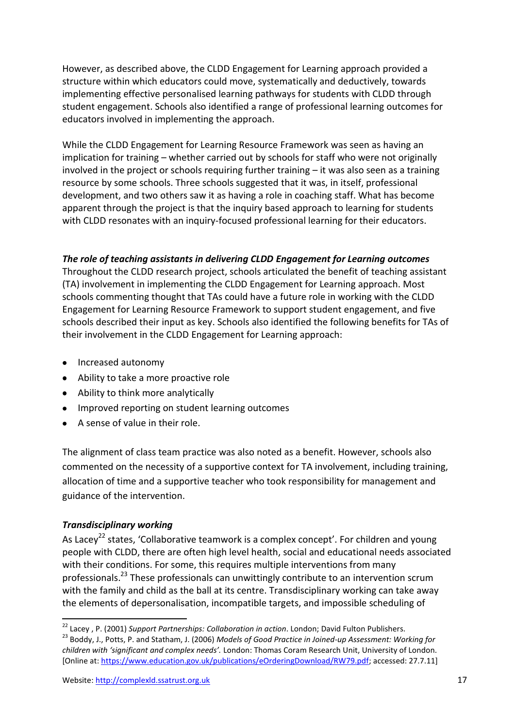However, as described above, the CLDD Engagement for Learning approach provided a structure within which educators could move, systematically and deductively, towards implementing effective personalised learning pathways for students with CLDD through student engagement. Schools also identified a range of professional learning outcomes for educators involved in implementing the approach.

While the CLDD Engagement for Learning Resource Framework was seen as having an implication for training – whether carried out by schools for staff who were not originally involved in the project or schools requiring further training – it was also seen as a training resource by some schools. Three schools suggested that it was, in itself, professional development, and two others saw it as having a role in coaching staff. What has become apparent through the project is that the inquiry based approach to learning for students with CLDD resonates with an inquiry-focused professional learning for their educators.

***The role of teaching assistants in delivering CLDD Engagement for Learning outcomes***

Throughout the CLDD research project, schools articulated the benefit of teaching assistant (TA) involvement in implementing the CLDD Engagement for Learning approach. Most schools commenting thought that TAs could have a future role in working with the CLDD Engagement for Learning Resource Framework to support student engagement, and five schools described their input as key. Schools also identified the following benefits for TAs of their involvement in the CLDD Engagement for Learning approach:

- Increased autonomy
- Ability to take a more proactive role
- Ability to think more analytically
- Improved reporting on student learning outcomes
- A sense of value in their role.

The alignment of class team practice was also noted as a benefit. However, schools also commented on the necessity of a supportive context for TA involvement, including training, allocation of time and a supportive teacher who took responsibility for management and guidance of the intervention.

***Transdisciplinary working***

As Lacey[22] states, 'Collaborative teamwork is a complex concept'. For children and young people with CLDD, there are often high level health, social and educational needs associated with their conditions. For some, this requires multiple interventions from many professionals.[23] These professionals can unwittingly contribute to an intervention scrum with the family and child as the ball at its centre. Transdisciplinary working can take away the elements of depersonalisation, incompatible targets, and impossible scheduling of

---

[22] Lacey , P. (2001) *Support Partnerships: Collaboration in action*. London; David Fulton Publishers.

[23] Boddy, J., Potts, P. and Statham, J. (2006) *Models of Good Practice in Joined-up Assessment: Working for children with 'significant and complex needs'.* London: Thomas Coram Research Unit, University of London. [Online at: https://www.education.gov.uk/publications/eOrderingDownload/RW79.pdf; accessed: 27.7.11]

Website: http://complexld.ssatrust.org.uk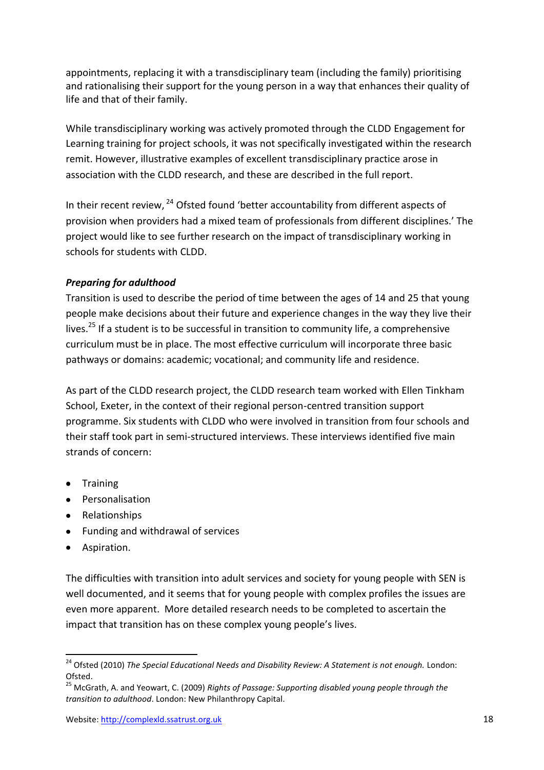appointments, replacing it with a transdisciplinary team (including the family) prioritising and rationalising their support for the young person in a way that enhances their quality of life and that of their family.

While transdisciplinary working was actively promoted through the CLDD Engagement for Learning training for project schools, it was not specifically investigated within the research remit. However, illustrative examples of excellent transdisciplinary practice arose in association with the CLDD research, and these are described in the full report.

In their recent review, [24] Ofsted found 'better accountability from different aspects of provision when providers had a mixed team of professionals from different disciplines.' The project would like to see further research on the impact of transdisciplinary working in schools for students with CLDD.

***Preparing for adulthood***

Transition is used to describe the period of time between the ages of 14 and 25 that young people make decisions about their future and experience changes in the way they live their lives.[25] If a student is to be successful in transition to community life, a comprehensive curriculum must be in place. The most effective curriculum will incorporate three basic pathways or domains: academic; vocational; and community life and residence.

As part of the CLDD research project, the CLDD research team worked with Ellen Tinkham School, Exeter, in the context of their regional person-centred transition support programme. Six students with CLDD who were involved in transition from four schools and their staff took part in semi-structured interviews. These interviews identified five main strands of concern:

- Training
- Personalisation
- Relationships
- Funding and withdrawal of services
- Aspiration.

The difficulties with transition into adult services and society for young people with SEN is well documented, and it seems that for young people with complex profiles the issues are even more apparent. More detailed research needs to be completed to ascertain the impact that transition has on these complex young people's lives.

---

[24] Ofsted (2010) *The Special Educational Needs and Disability Review: A Statement is not enough.* London: Ofsted.

[25] McGrath, A. and Yeowart, C. (2009) *Rights of Passage: Supporting disabled young people through the transition to adulthood*. London: New Philanthropy Capital.

Website: http://complexld.ssatrust.org.uk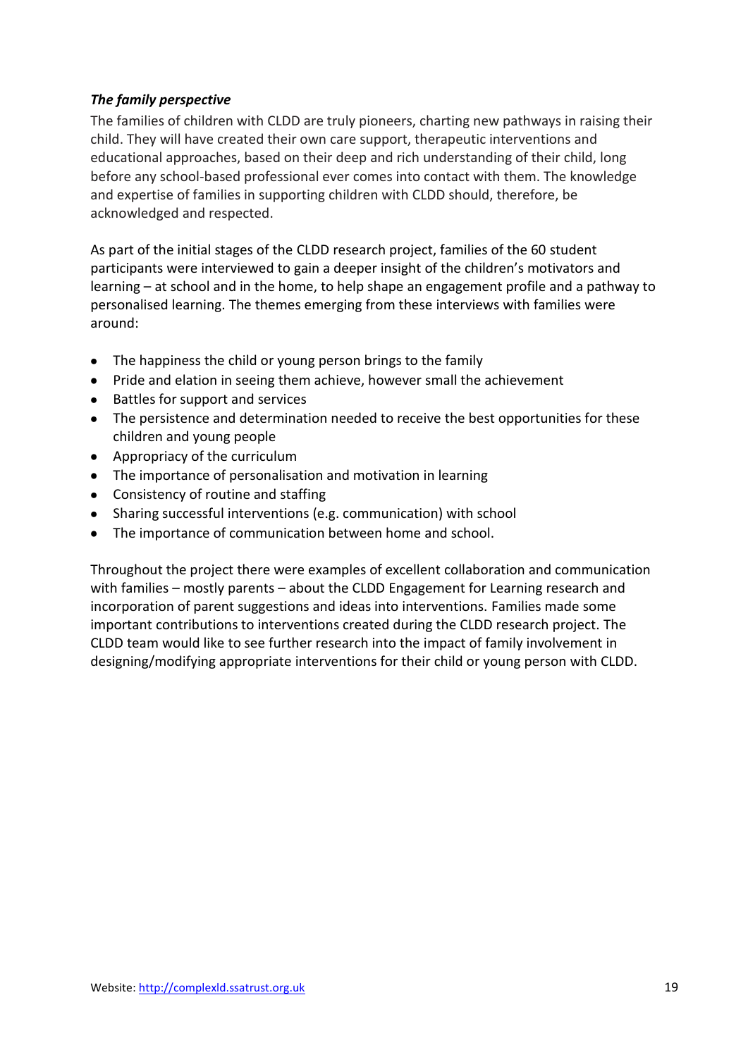### *The family perspective*

The families of children with CLDD are truly pioneers, charting new pathways in raising their child. They will have created their own care support, therapeutic interventions and educational approaches, based on their deep and rich understanding of their child, long before any school-based professional ever comes into contact with them. The knowledge and expertise of families in supporting children with CLDD should, therefore, be acknowledged and respected.

As part of the initial stages of the CLDD research project, families of the 60 student participants were interviewed to gain a deeper insight of the children's motivators and learning – at school and in the home, to help shape an engagement profile and a pathway to personalised learning. The themes emerging from these interviews with families were around:

- The happiness the child or young person brings to the family
- Pride and elation in seeing them achieve, however small the achievement
- Battles for support and services
- The persistence and determination needed to receive the best opportunities for these children and young people
- Appropriacy of the curriculum
- The importance of personalisation and motivation in learning
- Consistency of routine and staffing
- Sharing successful interventions (e.g. communication) with school
- The importance of communication between home and school.

Throughout the project there were examples of excellent collaboration and communication with families – mostly parents – about the CLDD Engagement for Learning research and incorporation of parent suggestions and ideas into interventions. Families made some important contributions to interventions created during the CLDD research project. The CLDD team would like to see further research into the impact of family involvement in designing/modifying appropriate interventions for their child or young person with CLDD.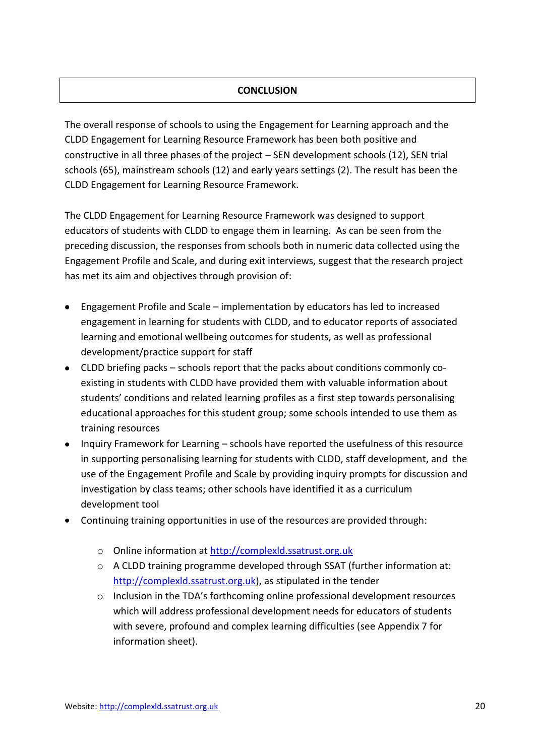## CONCLUSION

The overall response of schools to using the Engagement for Learning approach and the CLDD Engagement for Learning Resource Framework has been both positive and constructive in all three phases of the project – SEN development schools (12), SEN trial schools (65), mainstream schools (12) and early years settings (2). The result has been the CLDD Engagement for Learning Resource Framework.

The CLDD Engagement for Learning Resource Framework was designed to support educators of students with CLDD to engage them in learning. As can be seen from the preceding discussion, the responses from schools both in numeric data collected using the Engagement Profile and Scale, and during exit interviews, suggest that the research project has met its aim and objectives through provision of:

- Engagement Profile and Scale – implementation by educators has led to increased engagement in learning for students with CLDD, and to educator reports of associated learning and emotional wellbeing outcomes for students, as well as professional development/practice support for staff
- CLDD briefing packs – schools report that the packs about conditions commonly co-existing in students with CLDD have provided them with valuable information about students' conditions and related learning profiles as a first step towards personalising educational approaches for this student group; some schools intended to use them as training resources
- Inquiry Framework for Learning – schools have reported the usefulness of this resource in supporting personalising learning for students with CLDD, staff development, and the use of the Engagement Profile and Scale by providing inquiry prompts for discussion and investigation by class teams; other schools have identified it as a curriculum development tool
- Continuing training opportunities in use of the resources are provided through:
  - Online information at http://complexld.ssatrust.org.uk
  - A CLDD training programme developed through SSAT (further information at: http://complexld.ssatrust.org.uk), as stipulated in the tender
  - Inclusion in the TDA's forthcoming online professional development resources which will address professional development needs for educators of students with severe, profound and complex learning difficulties (see Appendix 7 for information sheet).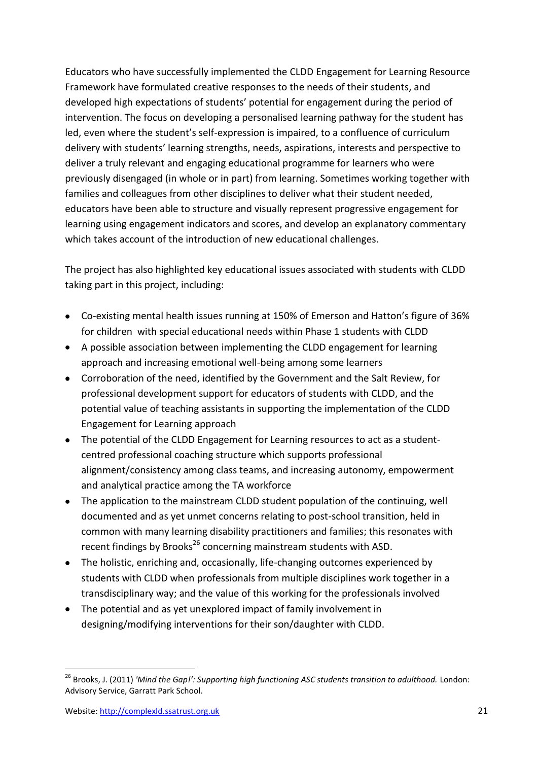Educators who have successfully implemented the CLDD Engagement for Learning Resource Framework have formulated creative responses to the needs of their students, and developed high expectations of students' potential for engagement during the period of intervention. The focus on developing a personalised learning pathway for the student has led, even where the student's self-expression is impaired, to a confluence of curriculum delivery with students' learning strengths, needs, aspirations, interests and perspective to deliver a truly relevant and engaging educational programme for learners who were previously disengaged (in whole or in part) from learning. Sometimes working together with families and colleagues from other disciplines to deliver what their student needed, educators have been able to structure and visually represent progressive engagement for learning using engagement indicators and scores, and develop an explanatory commentary which takes account of the introduction of new educational challenges.

The project has also highlighted key educational issues associated with students with CLDD taking part in this project, including:

- Co-existing mental health issues running at 150% of Emerson and Hatton's figure of 36% for children with special educational needs within Phase 1 students with CLDD
- A possible association between implementing the CLDD engagement for learning approach and increasing emotional well-being among some learners
- Corroboration of the need, identified by the Government and the Salt Review, for professional development support for educators of students with CLDD, and the potential value of teaching assistants in supporting the implementation of the CLDD Engagement for Learning approach
- The potential of the CLDD Engagement for Learning resources to act as a student-centred professional coaching structure which supports professional alignment/consistency among class teams, and increasing autonomy, empowerment and analytical practice among the TA workforce
- The application to the mainstream CLDD student population of the continuing, well documented and as yet unmet concerns relating to post-school transition, held in common with many learning disability practitioners and families; this resonates with recent findings by Brooks[26] concerning mainstream students with ASD.
- The holistic, enriching and, occasionally, life-changing outcomes experienced by students with CLDD when professionals from multiple disciplines work together in a transdisciplinary way; and the value of this working for the professionals involved
- The potential and as yet unexplored impact of family involvement in designing/modifying interventions for their son/daughter with CLDD.

[26] Brooks, J. (2011) *'Mind the Gap!': Supporting high functioning ASC students transition to adulthood.* London: Advisory Service, Garratt Park School.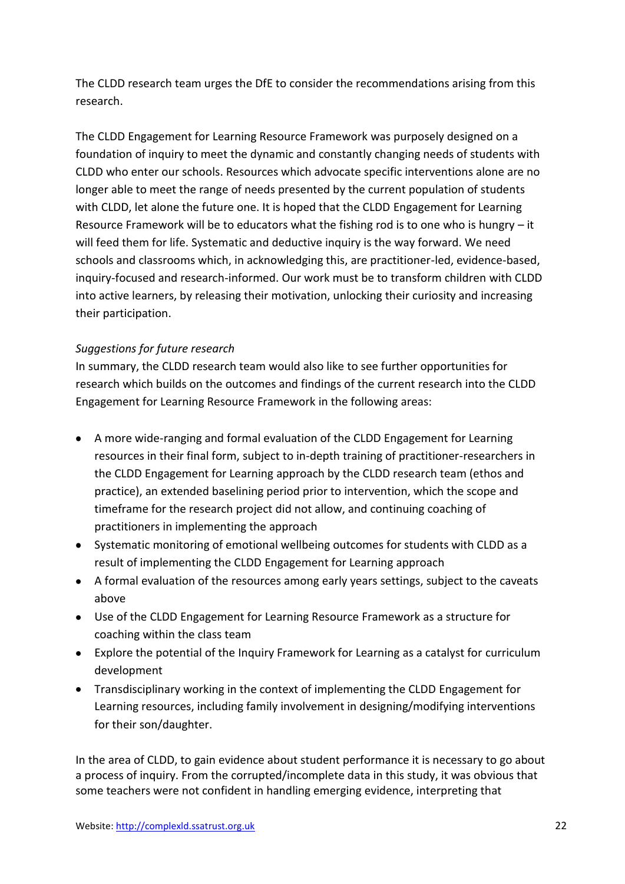The CLDD research team urges the DfE to consider the recommendations arising from this research.

The CLDD Engagement for Learning Resource Framework was purposely designed on a foundation of inquiry to meet the dynamic and constantly changing needs of students with CLDD who enter our schools. Resources which advocate specific interventions alone are no longer able to meet the range of needs presented by the current population of students with CLDD, let alone the future one. It is hoped that the CLDD Engagement for Learning Resource Framework will be to educators what the fishing rod is to one who is hungry – it will feed them for life. Systematic and deductive inquiry is the way forward. We need schools and classrooms which, in acknowledging this, are practitioner-led, evidence-based, inquiry-focused and research-informed. Our work must be to transform children with CLDD into active learners, by releasing their motivation, unlocking their curiosity and increasing their participation.

*Suggestions for future research*

In summary, the CLDD research team would also like to see further opportunities for research which builds on the outcomes and findings of the current research into the CLDD Engagement for Learning Resource Framework in the following areas:

- A more wide-ranging and formal evaluation of the CLDD Engagement for Learning resources in their final form, subject to in-depth training of practitioner-researchers in the CLDD Engagement for Learning approach by the CLDD research team (ethos and practice), an extended baselining period prior to intervention, which the scope and timeframe for the research project did not allow, and continuing coaching of practitioners in implementing the approach
- Systematic monitoring of emotional wellbeing outcomes for students with CLDD as a result of implementing the CLDD Engagement for Learning approach
- A formal evaluation of the resources among early years settings, subject to the caveats above
- Use of the CLDD Engagement for Learning Resource Framework as a structure for coaching within the class team
- Explore the potential of the Inquiry Framework for Learning as a catalyst for curriculum development
- Transdisciplinary working in the context of implementing the CLDD Engagement for Learning resources, including family involvement in designing/modifying interventions for their son/daughter.

In the area of CLDD, to gain evidence about student performance it is necessary to go about a process of inquiry. From the corrupted/incomplete data in this study, it was obvious that some teachers were not confident in handling emerging evidence, interpreting that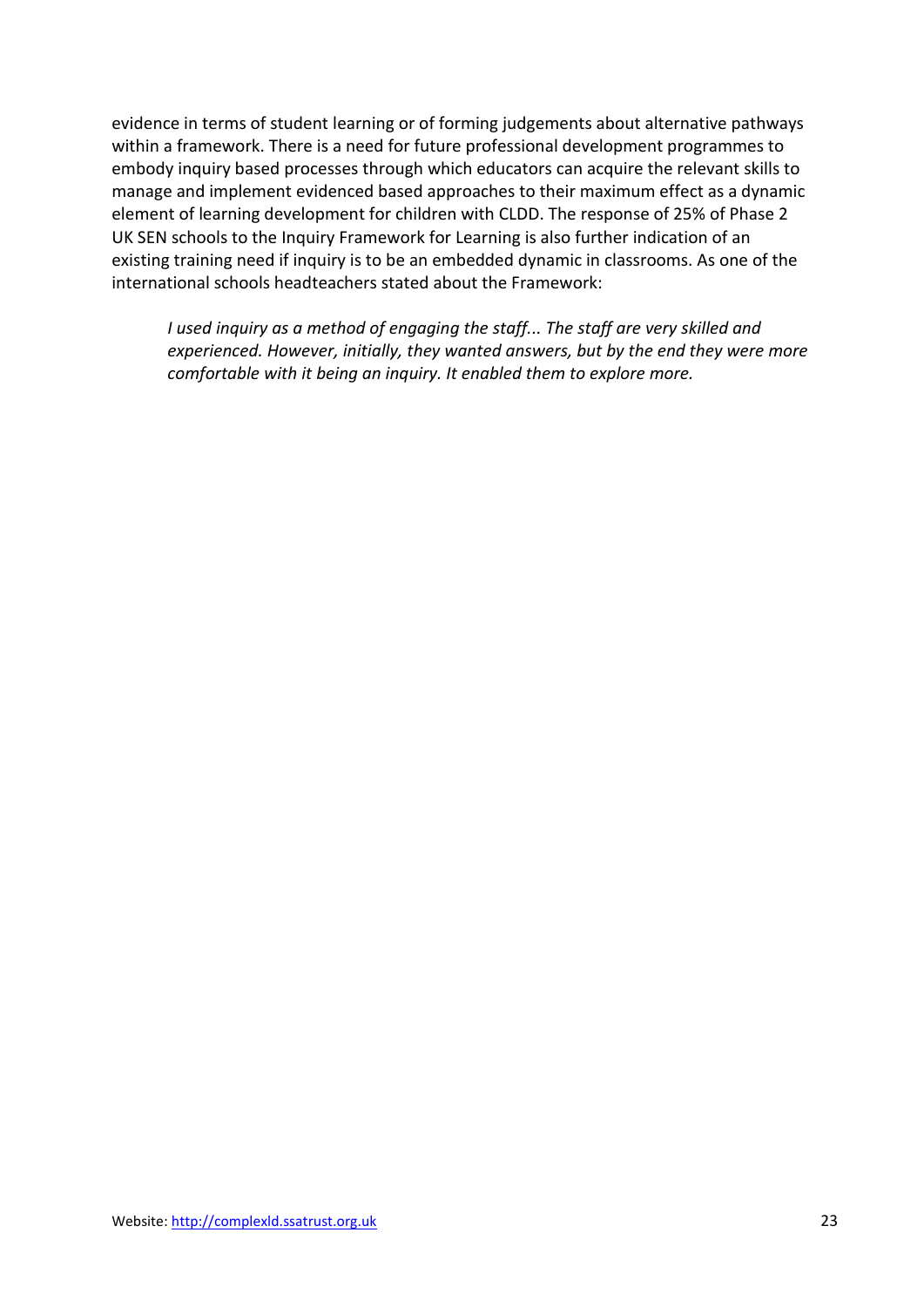evidence in terms of student learning or of forming judgements about alternative pathways within a framework. There is a need for future professional development programmes to embody inquiry based processes through which educators can acquire the relevant skills to manage and implement evidenced based approaches to their maximum effect as a dynamic element of learning development for children with CLDD. The response of 25% of Phase 2 UK SEN schools to the Inquiry Framework for Learning is also further indication of an existing training need if inquiry is to be an embedded dynamic in classrooms. As one of the international schools headteachers stated about the Framework:

> *I used inquiry as a method of engaging the staff... The staff are very skilled and experienced. However, initially, they wanted answers, but by the end they were more comfortable with it being an inquiry. It enabled them to explore more.*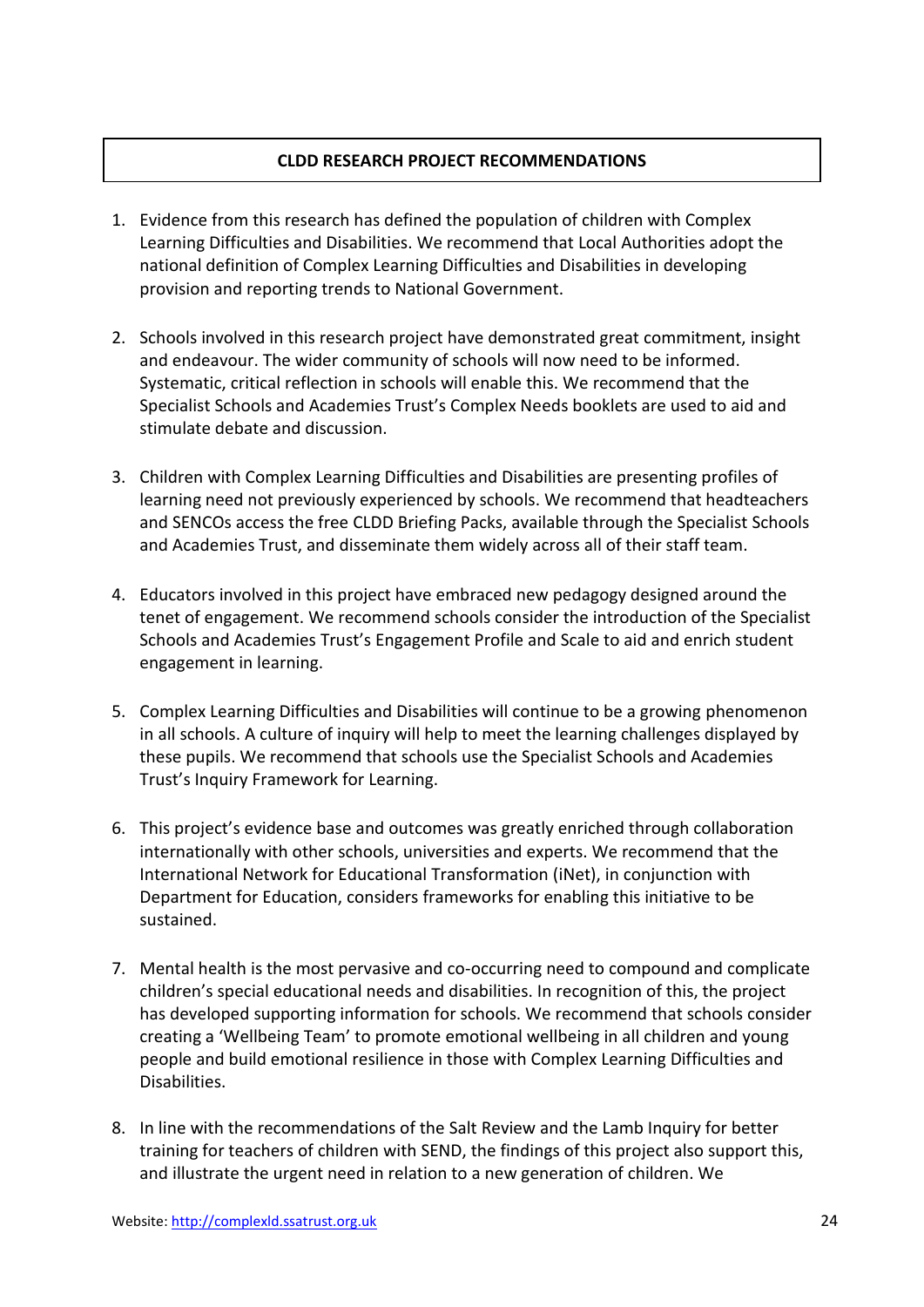## CLDD RESEARCH PROJECT RECOMMENDATIONS

1. Evidence from this research has defined the population of children with Complex Learning Difficulties and Disabilities. We recommend that Local Authorities adopt the national definition of Complex Learning Difficulties and Disabilities in developing provision and reporting trends to National Government.

2. Schools involved in this research project have demonstrated great commitment, insight and endeavour. The wider community of schools will now need to be informed. Systematic, critical reflection in schools will enable this. We recommend that the Specialist Schools and Academies Trust's Complex Needs booklets are used to aid and stimulate debate and discussion.

3. Children with Complex Learning Difficulties and Disabilities are presenting profiles of learning need not previously experienced by schools. We recommend that headteachers and SENCOs access the free CLDD Briefing Packs, available through the Specialist Schools and Academies Trust, and disseminate them widely across all of their staff team.

4. Educators involved in this project have embraced new pedagogy designed around the tenet of engagement. We recommend schools consider the introduction of the Specialist Schools and Academies Trust's Engagement Profile and Scale to aid and enrich student engagement in learning.

5. Complex Learning Difficulties and Disabilities will continue to be a growing phenomenon in all schools. A culture of inquiry will help to meet the learning challenges displayed by these pupils. We recommend that schools use the Specialist Schools and Academies Trust's Inquiry Framework for Learning.

6. This project's evidence base and outcomes was greatly enriched through collaboration internationally with other schools, universities and experts. We recommend that the International Network for Educational Transformation (iNet), in conjunction with Department for Education, considers frameworks for enabling this initiative to be sustained.

7. Mental health is the most pervasive and co-occurring need to compound and complicate children's special educational needs and disabilities. In recognition of this, the project has developed supporting information for schools. We recommend that schools consider creating a 'Wellbeing Team' to promote emotional wellbeing in all children and young people and build emotional resilience in those with Complex Learning Difficulties and Disabilities.

8. In line with the recommendations of the Salt Review and the Lamb Inquiry for better training for teachers of children with SEND, the findings of this project also support this, and illustrate the urgent need in relation to a new generation of children. We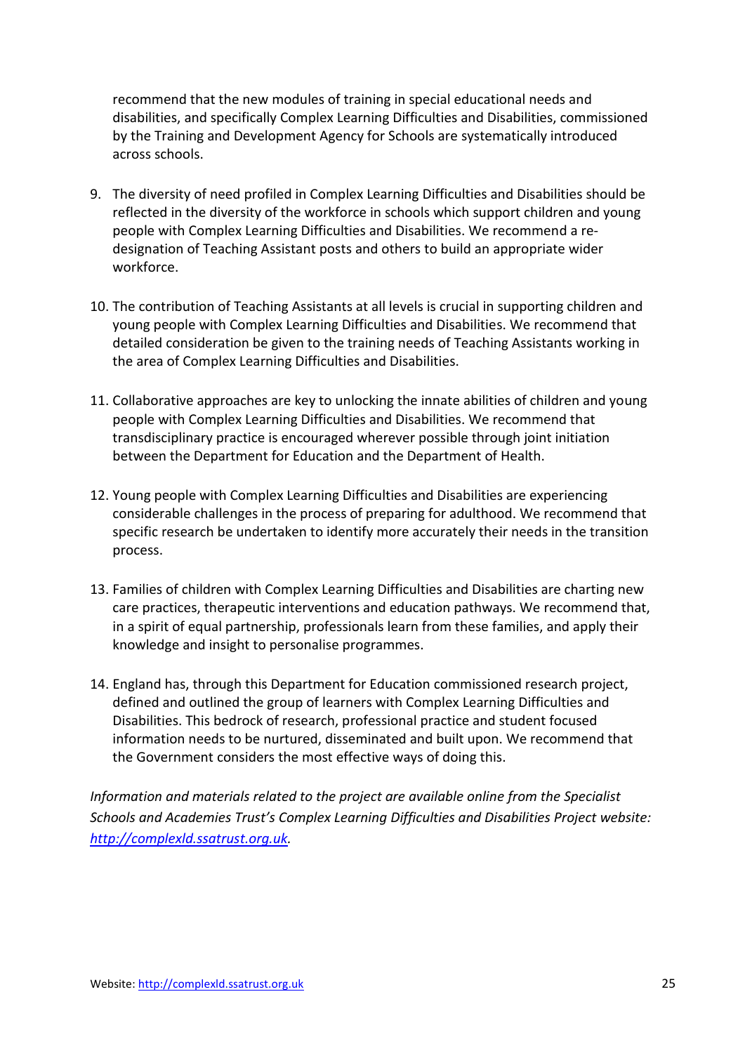recommend that the new modules of training in special educational needs and disabilities, and specifically Complex Learning Difficulties and Disabilities, commissioned by the Training and Development Agency for Schools are systematically introduced across schools.

9. The diversity of need profiled in Complex Learning Difficulties and Disabilities should be reflected in the diversity of the workforce in schools which support children and young people with Complex Learning Difficulties and Disabilities. We recommend a re-designation of Teaching Assistant posts and others to build an appropriate wider workforce.

10. The contribution of Teaching Assistants at all levels is crucial in supporting children and young people with Complex Learning Difficulties and Disabilities. We recommend that detailed consideration be given to the training needs of Teaching Assistants working in the area of Complex Learning Difficulties and Disabilities.

11. Collaborative approaches are key to unlocking the innate abilities of children and young people with Complex Learning Difficulties and Disabilities. We recommend that transdisciplinary practice is encouraged wherever possible through joint initiation between the Department for Education and the Department of Health.

12. Young people with Complex Learning Difficulties and Disabilities are experiencing considerable challenges in the process of preparing for adulthood. We recommend that specific research be undertaken to identify more accurately their needs in the transition process.

13. Families of children with Complex Learning Difficulties and Disabilities are charting new care practices, therapeutic interventions and education pathways. We recommend that, in a spirit of equal partnership, professionals learn from these families, and apply their knowledge and insight to personalise programmes.

14. England has, through this Department for Education commissioned research project, defined and outlined the group of learners with Complex Learning Difficulties and Disabilities. This bedrock of research, professional practice and student focused information needs to be nurtured, disseminated and built upon. We recommend that the Government considers the most effective ways of doing this.

*Information and materials related to the project are available online from the Specialist Schools and Academies Trust's Complex Learning Difficulties and Disabilities Project website: [http://complexld.ssatrust.org.uk](http://complexld.ssatrust.org.uk).*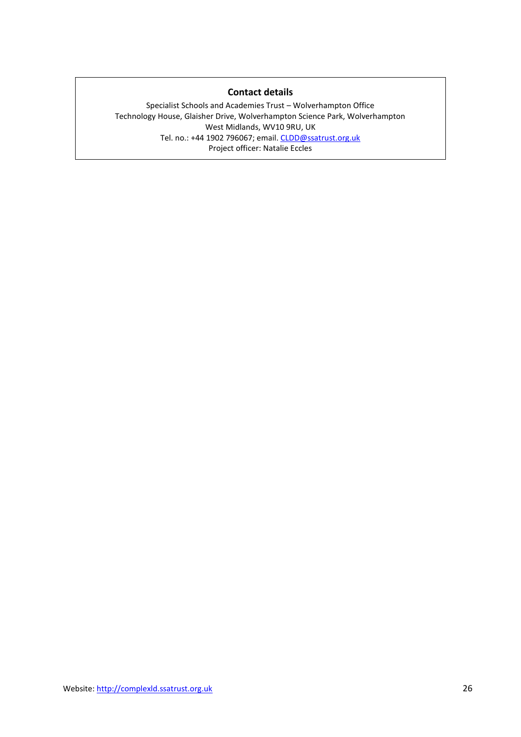### Contact details

Specialist Schools and Academies Trust – Wolverhampton Office
Technology House, Glaisher Drive, Wolverhampton Science Park, Wolverhampton
West Midlands, WV10 9RU, UK
Tel. no.: +44 1902 796067; email. CLDD@ssatrust.org.uk
Project officer: Natalie Eccles